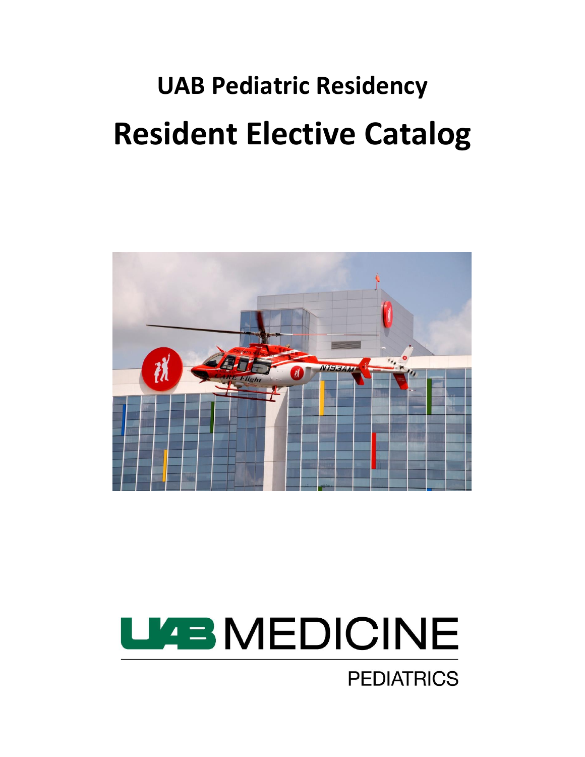# UAB Pediatric Residency

# Resident Elective Catalog

UAB MEDICINE

PEDIATRICS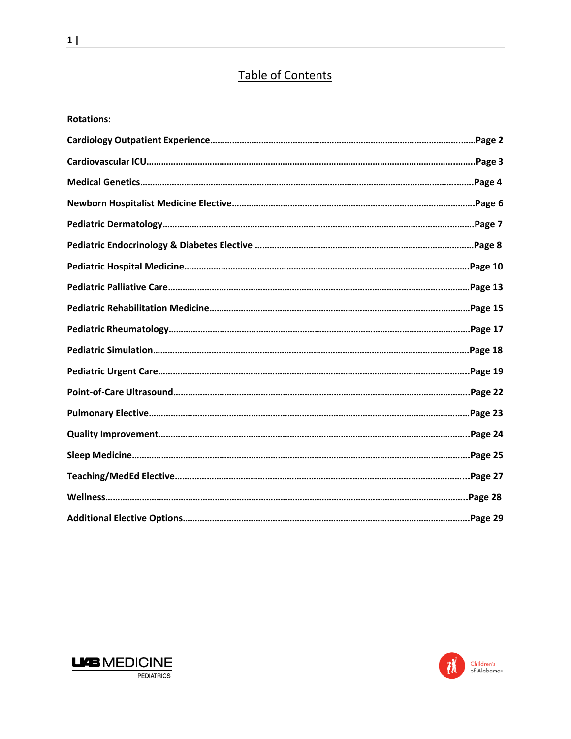# Table of Contents

**Rotations:**

**Cardiology Outpatient Experience……………………………………………………………………………………………Page 2**

**Cardiovascular ICU……………………………………………………………………………………………………………………Page 3**

**Medical Genetics………………………………………………………………………………………………………………………Page 4**

**Newborn Hospitalist Medicine Elective…………………………………………………………………………………Page 6**

**Pediatric Dermatology………………………………………………………………………………………………………………Page 7**

**Pediatric Endocrinology & Diabetes Elective ……………………………………………………………………………Page 8**

**Pediatric Hospital Medicine………………………………………………………………………………………………………Page 10**

**Pediatric Palliative Care……………………………………………………………………………………………………………Page 13**

**Pediatric Rehabilitation Medicine……………………………………………………………………………………………Page 15**

**Pediatric Rheumatology……………………………………………………………………………………………………………Page 17**

**Pediatric Simulation…………………………………………………………………………………………………………………Page 18**

**Pediatric Urgent Care………………………………………………………………………………………………………………Page 19**

**Point-of-Care Ultrasound…………………………………………………………………………………………………………Page 22**

**Pulmonary Elective……………………………………………………………………………………………………………………Page 23**

**Quality Improvement…………………………………………………………………………………………………………………Page 24**

**Sleep Medicine…………………………………………………………………………………………………………………………Page 25**

**Teaching/MedEd Elective…………………………………………………………………………………………………………Page 27**

**Wellness………………………………………………………………………………………………………………………………………Page 28**

**Additional Elective Options……………………………………………………………………………………………………Page 29**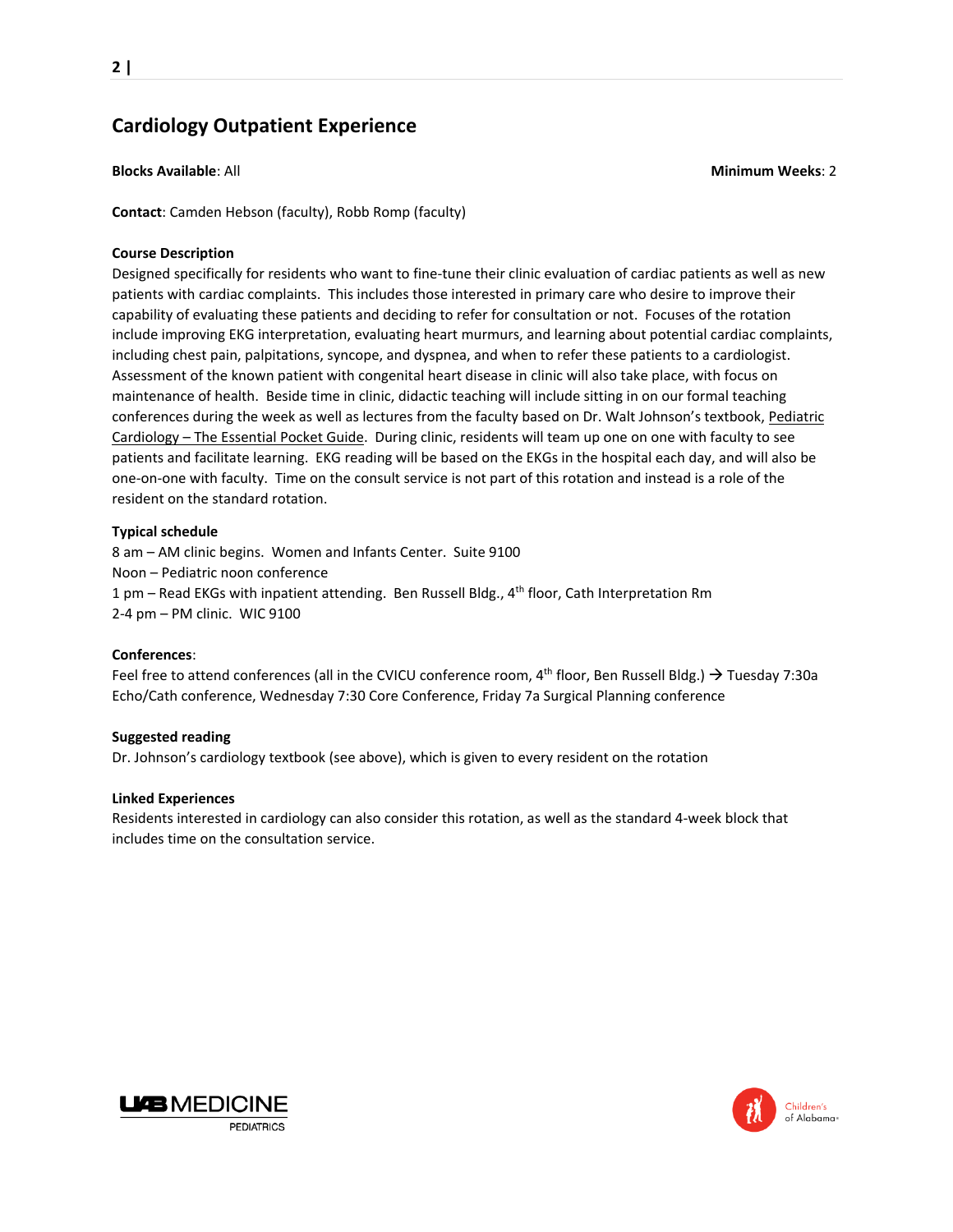## Cardiology Outpatient Experience

**Blocks Available**: All **Minimum Weeks**: 2

**Contact**: Camden Hebson (faculty), Robb Romp (faculty)

**Course Description**

Designed specifically for residents who want to fine-tune their clinic evaluation of cardiac patients as well as new patients with cardiac complaints. This includes those interested in primary care who desire to improve their capability of evaluating these patients and deciding to refer for consultation or not. Focuses of the rotation include improving EKG interpretation, evaluating heart murmurs, and learning about potential cardiac complaints, including chest pain, palpitations, syncope, and dyspnea, and when to refer these patients to a cardiologist. Assessment of the known patient with congenital heart disease in clinic will also take place, with focus on maintenance of health. Beside time in clinic, didactic teaching will include sitting in on our formal teaching conferences during the week as well as lectures from the faculty based on Dr. Walt Johnson's textbook, Pediatric Cardiology – The Essential Pocket Guide. During clinic, residents will team up one on one with faculty to see patients and facilitate learning. EKG reading will be based on the EKGs in the hospital each day, and will also be one-on-one with faculty. Time on the consult service is not part of this rotation and instead is a role of the resident on the standard rotation.

**Typical schedule**

8 am – AM clinic begins. Women and Infants Center. Suite 9100
Noon – Pediatric noon conference
1 pm – Read EKGs with inpatient attending. Ben Russell Bldg., 4th floor, Cath Interpretation Rm
2-4 pm – PM clinic. WIC 9100

**Conferences**:

Feel free to attend conferences (all in the CVICU conference room, 4th floor, Ben Russell Bldg.) → Tuesday 7:30a Echo/Cath conference, Wednesday 7:30 Core Conference, Friday 7a Surgical Planning conference

**Suggested reading**

Dr. Johnson's cardiology textbook (see above), which is given to every resident on the rotation

**Linked Experiences**

Residents interested in cardiology can also consider this rotation, as well as the standard 4-week block that includes time on the consultation service.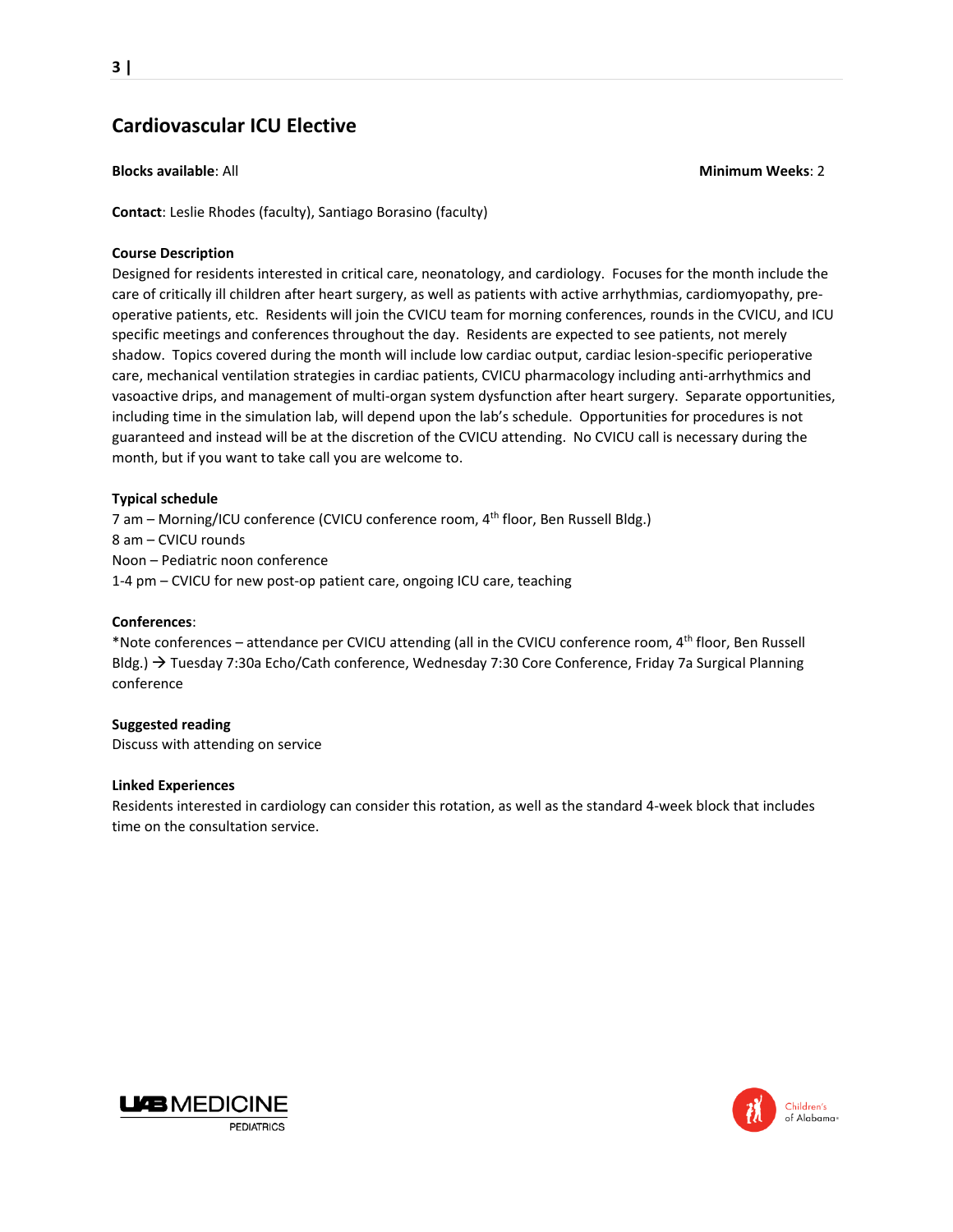## Cardiovascular ICU Elective

**Blocks available**: All **Minimum Weeks**: 2

**Contact**: Leslie Rhodes (faculty), Santiago Borasino (faculty)

**Course Description**

Designed for residents interested in critical care, neonatology, and cardiology. Focuses for the month include the care of critically ill children after heart surgery, as well as patients with active arrhythmias, cardiomyopathy, pre-operative patients, etc. Residents will join the CVICU team for morning conferences, rounds in the CVICU, and ICU specific meetings and conferences throughout the day. Residents are expected to see patients, not merely shadow. Topics covered during the month will include low cardiac output, cardiac lesion-specific perioperative care, mechanical ventilation strategies in cardiac patients, CVICU pharmacology including anti-arrhythmics and vasoactive drips, and management of multi-organ system dysfunction after heart surgery. Separate opportunities, including time in the simulation lab, will depend upon the lab's schedule. Opportunities for procedures is not guaranteed and instead will be at the discretion of the CVICU attending. No CVICU call is necessary during the month, but if you want to take call you are welcome to.

**Typical schedule**

7 am – Morning/ICU conference (CVICU conference room, 4th floor, Ben Russell Bldg.)
8 am – CVICU rounds
Noon – Pediatric noon conference
1-4 pm – CVICU for new post-op patient care, ongoing ICU care, teaching

**Conferences**:

*Note conferences – attendance per CVICU attending (all in the CVICU conference room, 4th floor, Ben Russell Bldg.) → Tuesday 7:30a Echo/Cath conference, Wednesday 7:30 Core Conference, Friday 7a Surgical Planning conference

**Suggested reading**

Discuss with attending on service

**Linked Experiences**

Residents interested in cardiology can consider this rotation, as well as the standard 4-week block that includes time on the consultation service.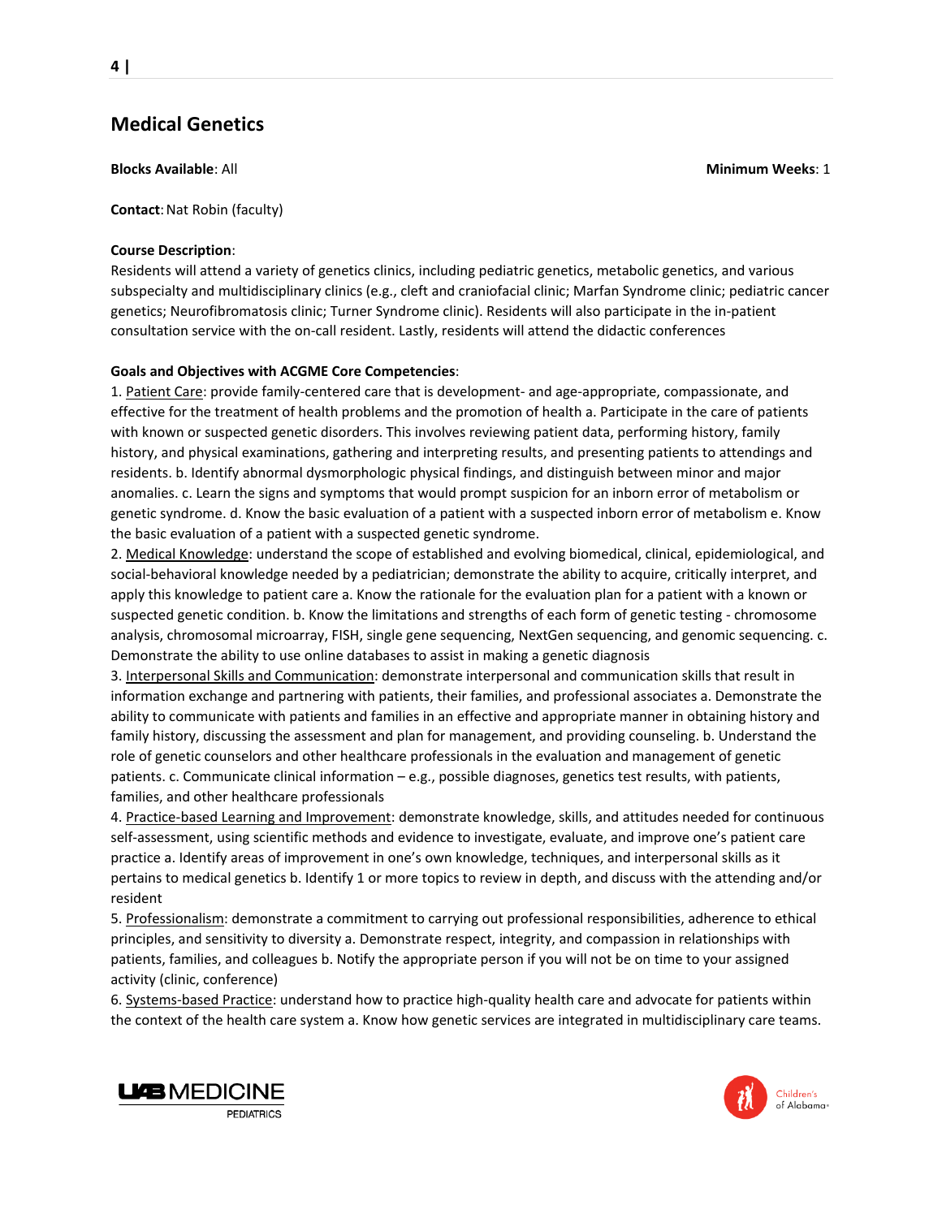## Medical Genetics

**Blocks Available**: All

**Minimum Weeks**: 1

**Contact**: Nat Robin (faculty)

**Course Description**:
Residents will attend a variety of genetics clinics, including pediatric genetics, metabolic genetics, and various subspecialty and multidisciplinary clinics (e.g., cleft and craniofacial clinic; Marfan Syndrome clinic; pediatric cancer genetics; Neurofibromatosis clinic; Turner Syndrome clinic). Residents will also participate in the in-patient consultation service with the on-call resident. Lastly, residents will attend the didactic conferences

**Goals and Objectives with ACGME Core Competencies**:
1. Patient Care: provide family-centered care that is development- and age-appropriate, compassionate, and effective for the treatment of health problems and the promotion of health a. Participate in the care of patients with known or suspected genetic disorders. This involves reviewing patient data, performing history, family history, and physical examinations, gathering and interpreting results, and presenting patients to attendings and residents. b. Identify abnormal dysmorphologic physical findings, and distinguish between minor and major anomalies. c. Learn the signs and symptoms that would prompt suspicion for an inborn error of metabolism or genetic syndrome. d. Know the basic evaluation of a patient with a suspected inborn error of metabolism e. Know the basic evaluation of a patient with a suspected genetic syndrome.
2. Medical Knowledge: understand the scope of established and evolving biomedical, clinical, epidemiological, and social-behavioral knowledge needed by a pediatrician; demonstrate the ability to acquire, critically interpret, and apply this knowledge to patient care a. Know the rationale for the evaluation plan for a patient with a known or suspected genetic condition. b. Know the limitations and strengths of each form of genetic testing - chromosome analysis, chromosomal microarray, FISH, single gene sequencing, NextGen sequencing, and genomic sequencing. c. Demonstrate the ability to use online databases to assist in making a genetic diagnosis
3. Interpersonal Skills and Communication: demonstrate interpersonal and communication skills that result in information exchange and partnering with patients, their families, and professional associates a. Demonstrate the ability to communicate with patients and families in an effective and appropriate manner in obtaining history and family history, discussing the assessment and plan for management, and providing counseling. b. Understand the role of genetic counselors and other healthcare professionals in the evaluation and management of genetic patients. c. Communicate clinical information – e.g., possible diagnoses, genetics test results, with patients, families, and other healthcare professionals
4. Practice-based Learning and Improvement: demonstrate knowledge, skills, and attitudes needed for continuous self-assessment, using scientific methods and evidence to investigate, evaluate, and improve one's patient care practice a. Identify areas of improvement in one's own knowledge, techniques, and interpersonal skills as it pertains to medical genetics b. Identify 1 or more topics to review in depth, and discuss with the attending and/or resident
5. Professionalism: demonstrate a commitment to carrying out professional responsibilities, adherence to ethical principles, and sensitivity to diversity a. Demonstrate respect, integrity, and compassion in relationships with patients, families, and colleagues b. Notify the appropriate person if you will not be on time to your assigned activity (clinic, conference)
6. Systems-based Practice: understand how to practice high-quality health care and advocate for patients within the context of the health care system a. Know how genetic services are integrated in multidisciplinary care teams.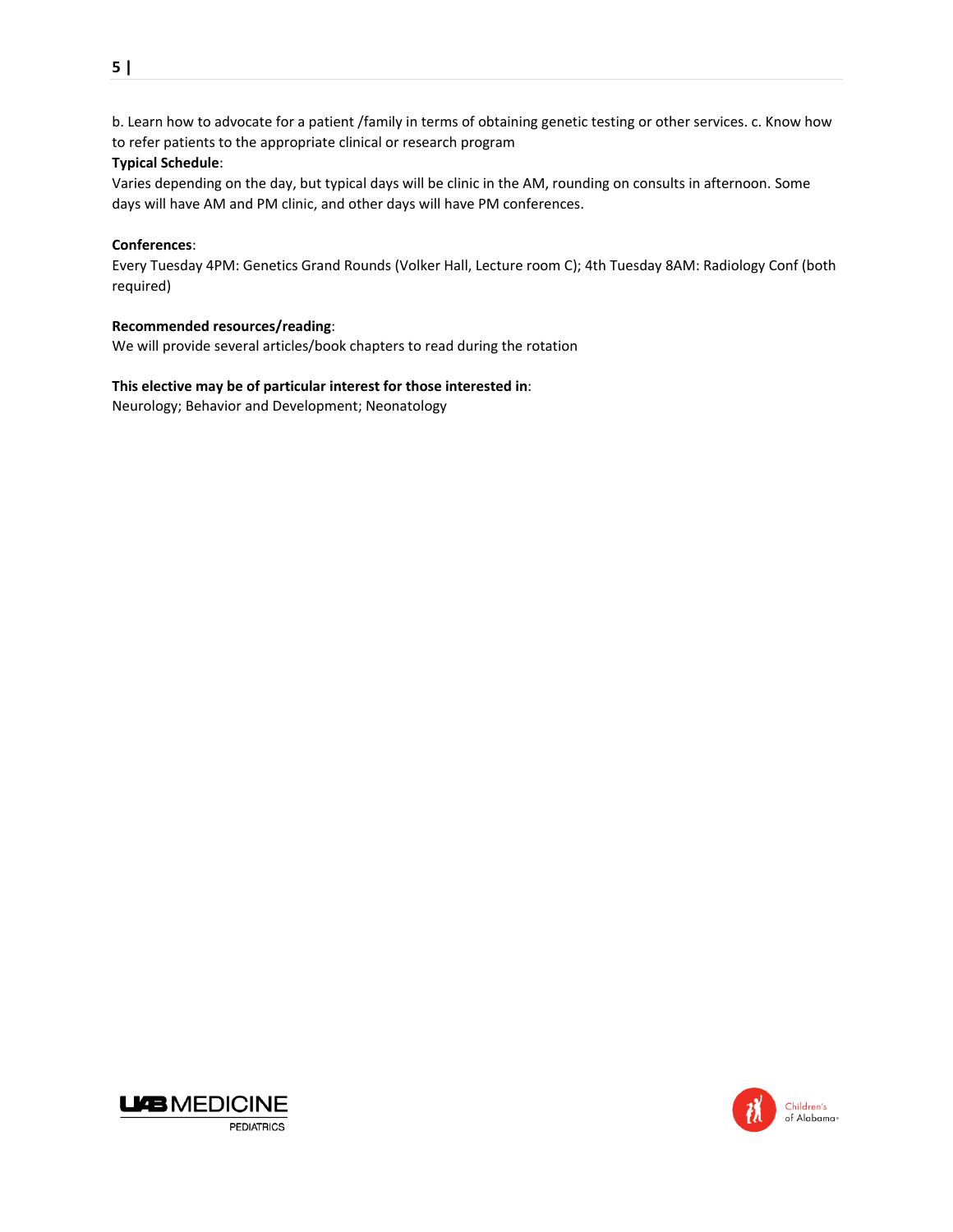b. Learn how to advocate for a patient /family in terms of obtaining genetic testing or other services. c. Know how to refer patients to the appropriate clinical or research program

**Typical Schedule**:
Varies depending on the day, but typical days will be clinic in the AM, rounding on consults in afternoon. Some days will have AM and PM clinic, and other days will have PM conferences.

**Conferences**:
Every Tuesday 4PM: Genetics Grand Rounds (Volker Hall, Lecture room C); 4th Tuesday 8AM: Radiology Conf (both required)

**Recommended resources/reading**:
We will provide several articles/book chapters to read during the rotation

**This elective may be of particular interest for those interested in**:
Neurology; Behavior and Development; Neonatology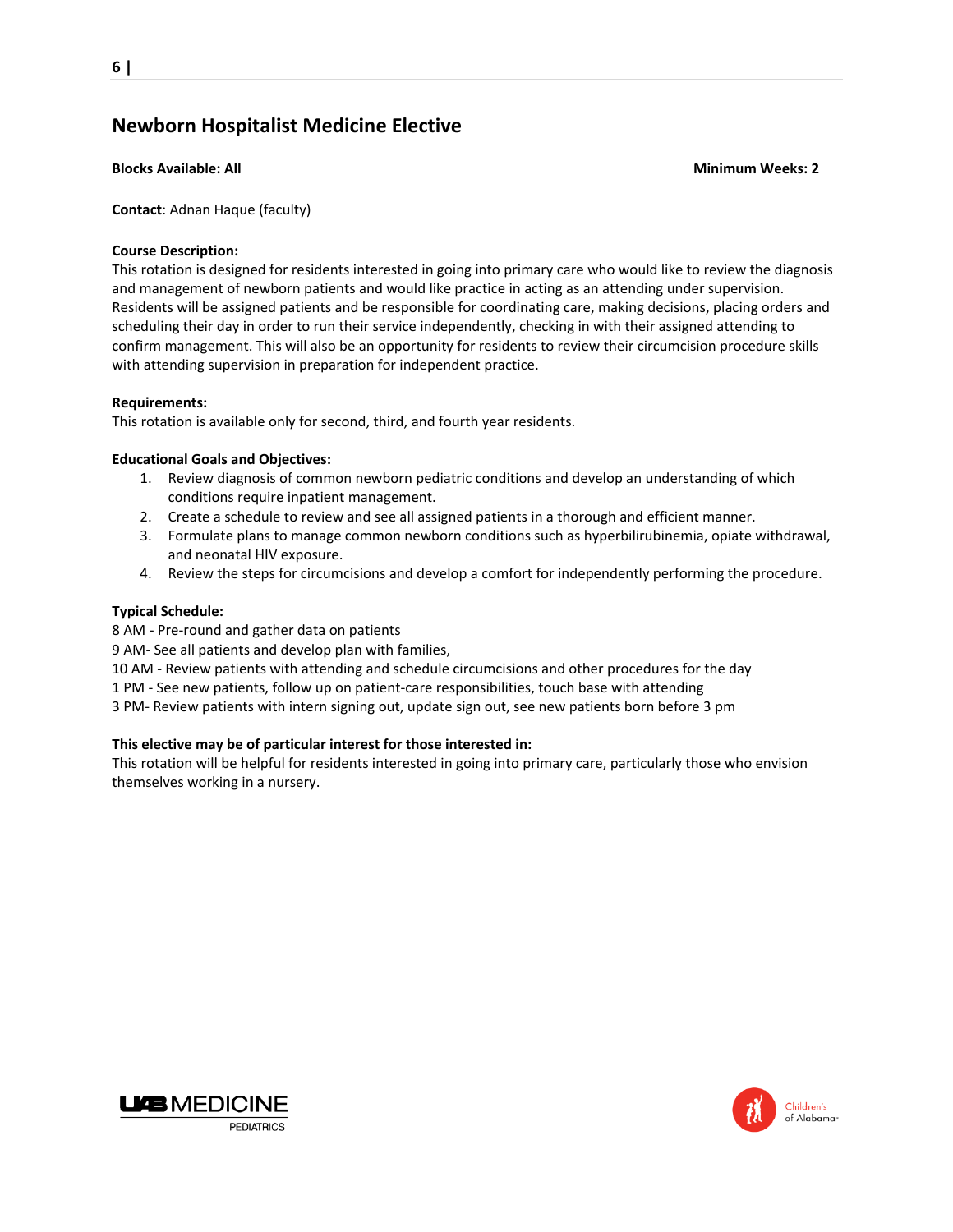## Newborn Hospitalist Medicine Elective

**Blocks Available: All** **Minimum Weeks: 2**

**Contact**: Adnan Haque (faculty)

**Course Description:**
This rotation is designed for residents interested in going into primary care who would like to review the diagnosis and management of newborn patients and would like practice in acting as an attending under supervision. Residents will be assigned patients and be responsible for coordinating care, making decisions, placing orders and scheduling their day in order to run their service independently, checking in with their assigned attending to confirm management. This will also be an opportunity for residents to review their circumcision procedure skills with attending supervision in preparation for independent practice.

**Requirements:**
This rotation is available only for second, third, and fourth year residents.

**Educational Goals and Objectives:**

1. Review diagnosis of common newborn pediatric conditions and develop an understanding of which conditions require inpatient management.
2. Create a schedule to review and see all assigned patients in a thorough and efficient manner.
3. Formulate plans to manage common newborn conditions such as hyperbilirubinemia, opiate withdrawal, and neonatal HIV exposure.
4. Review the steps for circumcisions and develop a comfort for independently performing the procedure.

**Typical Schedule:**
8 AM - Pre-round and gather data on patients
9 AM- See all patients and develop plan with families,
10 AM - Review patients with attending and schedule circumcisions and other procedures for the day
1 PM - See new patients, follow up on patient-care responsibilities, touch base with attending
3 PM- Review patients with intern signing out, update sign out, see new patients born before 3 pm

**This elective may be of particular interest for those interested in:**
This rotation will be helpful for residents interested in going into primary care, particularly those who envision themselves working in a nursery.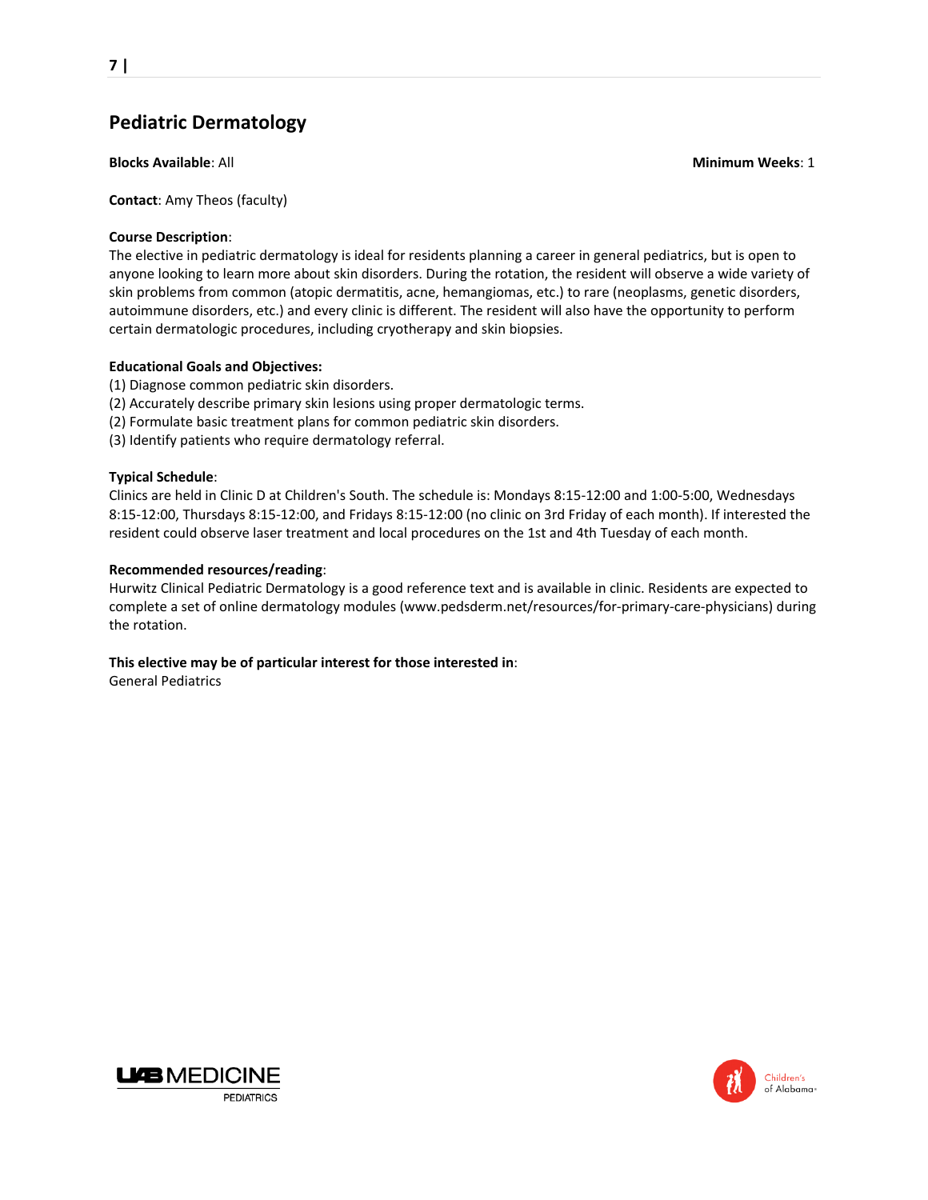## Pediatric Dermatology

**Blocks Available**: All

**Minimum Weeks**: 1

**Contact**: Amy Theos (faculty)

**Course Description**:
The elective in pediatric dermatology is ideal for residents planning a career in general pediatrics, but is open to anyone looking to learn more about skin disorders. During the rotation, the resident will observe a wide variety of skin problems from common (atopic dermatitis, acne, hemangiomas, etc.) to rare (neoplasms, genetic disorders, autoimmune disorders, etc.) and every clinic is different. The resident will also have the opportunity to perform certain dermatologic procedures, including cryotherapy and skin biopsies.

**Educational Goals and Objectives:**
(1) Diagnose common pediatric skin disorders.
(2) Accurately describe primary skin lesions using proper dermatologic terms.
(2) Formulate basic treatment plans for common pediatric skin disorders.
(3) Identify patients who require dermatology referral.

**Typical Schedule**:
Clinics are held in Clinic D at Children's South. The schedule is: Mondays 8:15-12:00 and 1:00-5:00, Wednesdays 8:15-12:00, Thursdays 8:15-12:00, and Fridays 8:15-12:00 (no clinic on 3rd Friday of each month). If interested the resident could observe laser treatment and local procedures on the 1st and 4th Tuesday of each month.

**Recommended resources/reading**:
Hurwitz Clinical Pediatric Dermatology is a good reference text and is available in clinic. Residents are expected to complete a set of online dermatology modules (www.pedsderm.net/resources/for-primary-care-physicians) during the rotation.

**This elective may be of particular interest for those interested in**:
General Pediatrics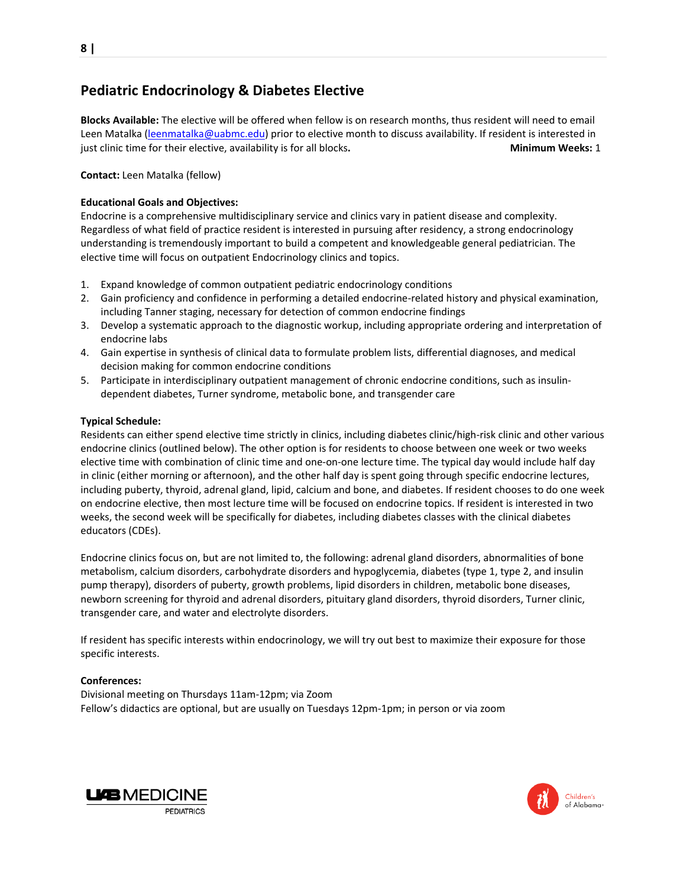## Pediatric Endocrinology & Diabetes Elective

**Blocks Available:** The elective will be offered when fellow is on research months, thus resident will need to email Leen Matalka (leenmatalka@uabmc.edu) prior to elective month to discuss availability. If resident is interested in just clinic time for their elective, availability is for all blocks. **Minimum Weeks:** 1

**Contact:** Leen Matalka (fellow)

**Educational Goals and Objectives:**
Endocrine is a comprehensive multidisciplinary service and clinics vary in patient disease and complexity. Regardless of what field of practice resident is interested in pursuing after residency, a strong endocrinology understanding is tremendously important to build a competent and knowledgeable general pediatrician. The elective time will focus on outpatient Endocrinology clinics and topics.

1. Expand knowledge of common outpatient pediatric endocrinology conditions
2. Gain proficiency and confidence in performing a detailed endocrine-related history and physical examination, including Tanner staging, necessary for detection of common endocrine findings
3. Develop a systematic approach to the diagnostic workup, including appropriate ordering and interpretation of endocrine labs
4. Gain expertise in synthesis of clinical data to formulate problem lists, differential diagnoses, and medical decision making for common endocrine conditions
5. Participate in interdisciplinary outpatient management of chronic endocrine conditions, such as insulin-dependent diabetes, Turner syndrome, metabolic bone, and transgender care

**Typical Schedule:**
Residents can either spend elective time strictly in clinics, including diabetes clinic/high-risk clinic and other various endocrine clinics (outlined below). The other option is for residents to choose between one week or two weeks elective time with combination of clinic time and one-on-one lecture time. The typical day would include half day in clinic (either morning or afternoon), and the other half day is spent going through specific endocrine lectures, including puberty, thyroid, adrenal gland, lipid, calcium and bone, and diabetes. If resident chooses to do one week on endocrine elective, then most lecture time will be focused on endocrine topics. If resident is interested in two weeks, the second week will be specifically for diabetes, including diabetes classes with the clinical diabetes educators (CDEs).

Endocrine clinics focus on, but are not limited to, the following: adrenal gland disorders, abnormalities of bone metabolism, calcium disorders, carbohydrate disorders and hypoglycemia, diabetes (type 1, type 2, and insulin pump therapy), disorders of puberty, growth problems, lipid disorders in children, metabolic bone diseases, newborn screening for thyroid and adrenal disorders, pituitary gland disorders, thyroid disorders, Turner clinic, transgender care, and water and electrolyte disorders.

If resident has specific interests within endocrinology, we will try out best to maximize their exposure for those specific interests.

**Conferences:**
Divisional meeting on Thursdays 11am-12pm; via Zoom
Fellow's didactics are optional, but are usually on Tuesdays 12pm-1pm; in person or via zoom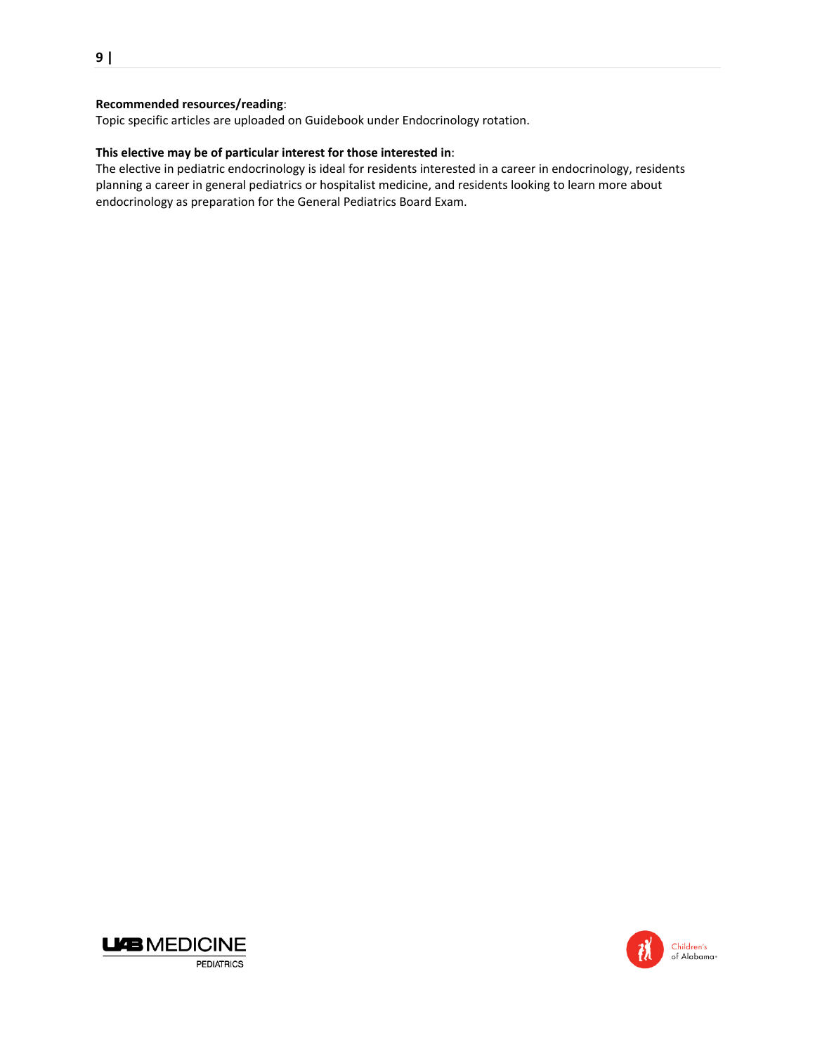**Recommended resources/reading**:
Topic specific articles are uploaded on Guidebook under Endocrinology rotation.

**This elective may be of particular interest for those interested in**:
The elective in pediatric endocrinology is ideal for residents interested in a career in endocrinology, residents planning a career in general pediatrics or hospitalist medicine, and residents looking to learn more about endocrinology as preparation for the General Pediatrics Board Exam.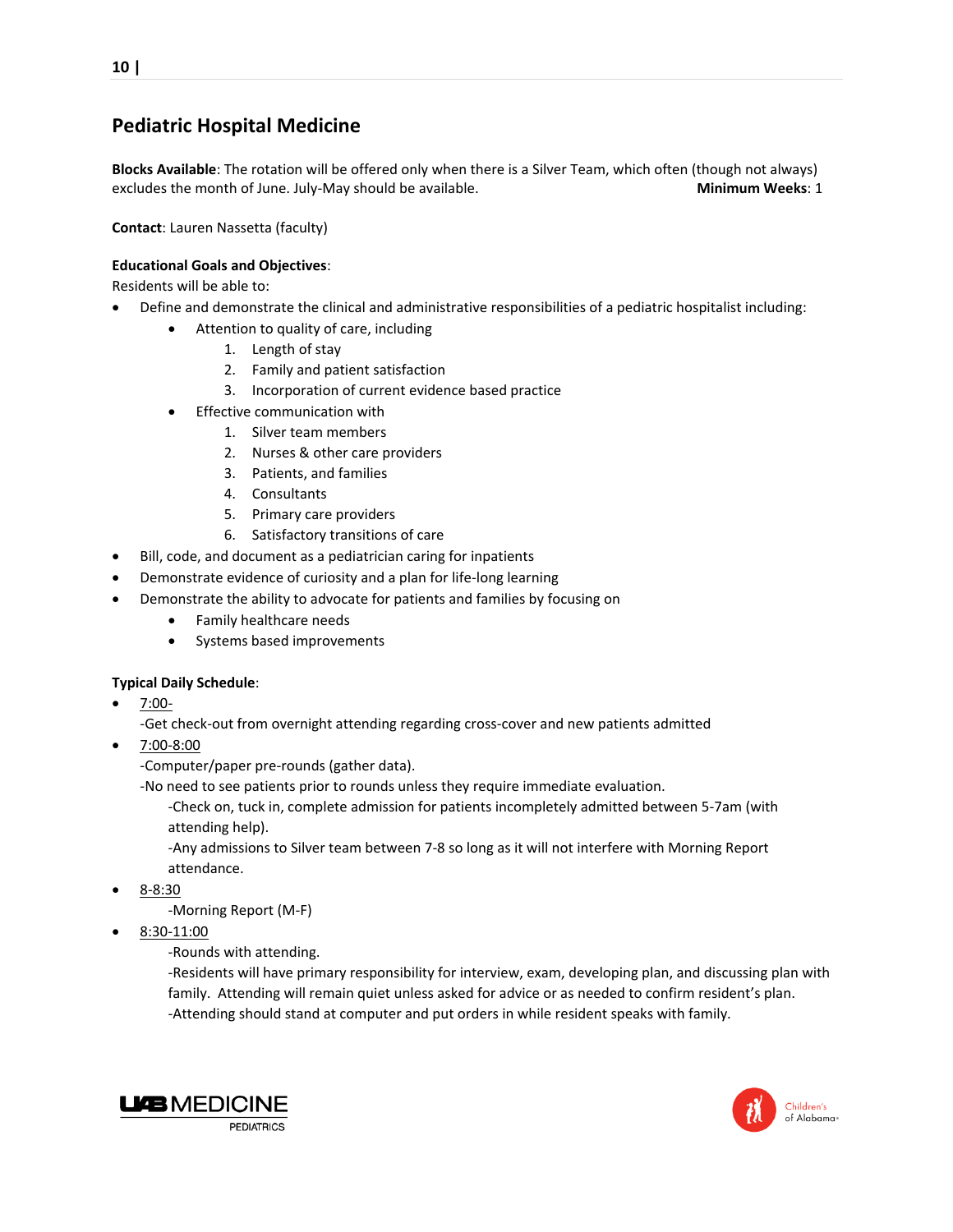## Pediatric Hospital Medicine

**Blocks Available**: The rotation will be offered only when there is a Silver Team, which often (though not always) excludes the month of June. July-May should be available. **Minimum Weeks**: 1

**Contact**: Lauren Nassetta (faculty)

**Educational Goals and Objectives**:
Residents will be able to:

- Define and demonstrate the clinical and administrative responsibilities of a pediatric hospitalist including:
  - Attention to quality of care, including
    1. Length of stay
    2. Family and patient satisfaction
    3. Incorporation of current evidence based practice
  - Effective communication with
    1. Silver team members
    2. Nurses & other care providers
    3. Patients, and families
    4. Consultants
    5. Primary care providers
    6. Satisfactory transitions of care
- Bill, code, and document as a pediatrician caring for inpatients
- Demonstrate evidence of curiosity and a plan for life-long learning
- Demonstrate the ability to advocate for patients and families by focusing on
  - Family healthcare needs
  - Systems based improvements

**Typical Daily Schedule**:

- 7:00-
  -Get check-out from overnight attending regarding cross-cover and new patients admitted
- 7:00-8:00
  -Computer/paper pre-rounds (gather data).
  -No need to see patients prior to rounds unless they require immediate evaluation.
    -Check on, tuck in, complete admission for patients incompletely admitted between 5-7am (with attending help).
    -Any admissions to Silver team between 7-8 so long as it will not interfere with Morning Report attendance.
- 8-8:30
    -Morning Report (M-F)
- 8:30-11:00
    -Rounds with attending.
    -Residents will have primary responsibility for interview, exam, developing plan, and discussing plan with family. Attending will remain quiet unless asked for advice or as needed to confirm resident's plan.
    -Attending should stand at computer and put orders in while resident speaks with family.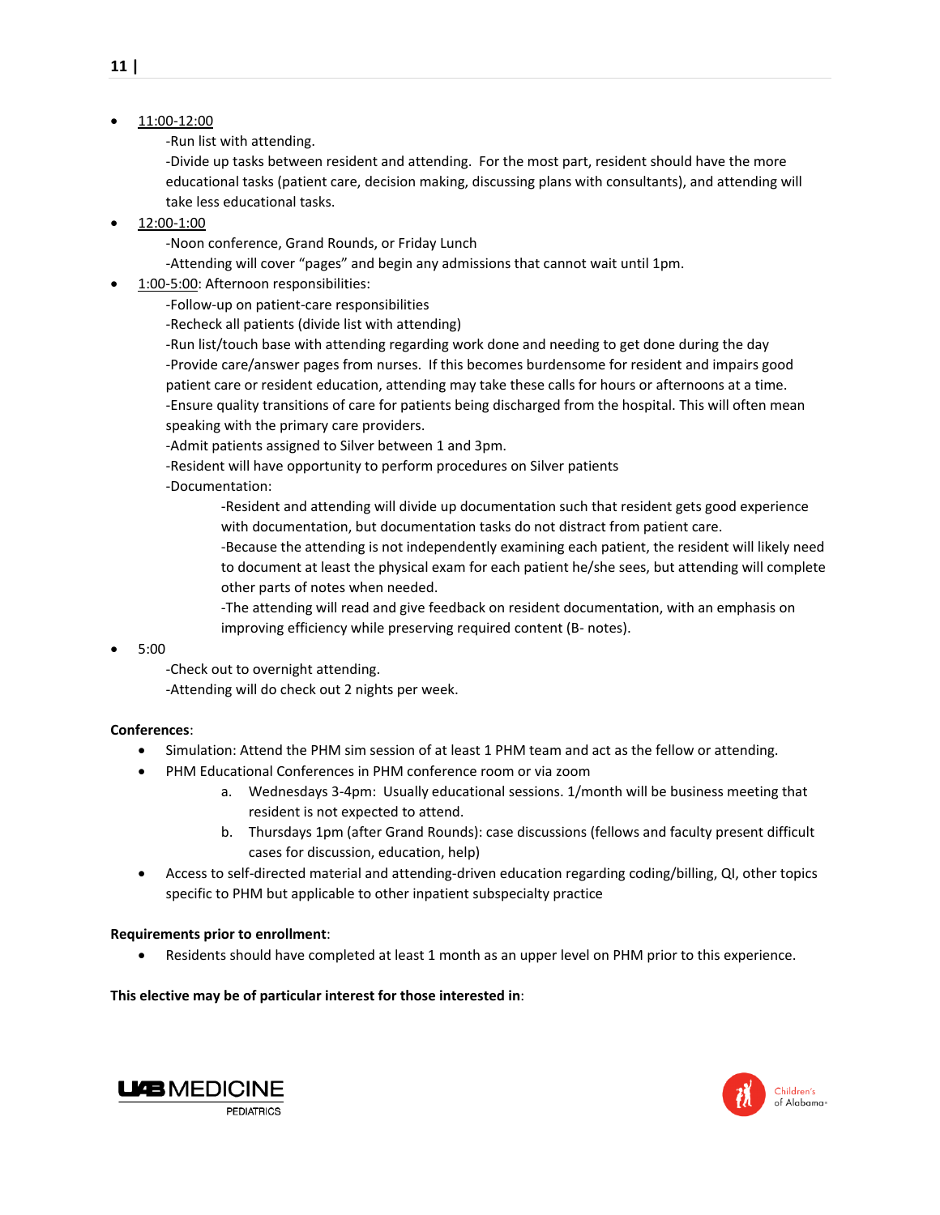- 11:00-12:00
  - -Run list with attending.
  - -Divide up tasks between resident and attending. For the most part, resident should have the more educational tasks (patient care, decision making, discussing plans with consultants), and attending will take less educational tasks.
- 12:00-1:00
  - -Noon conference, Grand Rounds, or Friday Lunch
  - -Attending will cover "pages" and begin any admissions that cannot wait until 1pm.
- 1:00-5:00: Afternoon responsibilities:
  - -Follow-up on patient-care responsibilities
  - -Recheck all patients (divide list with attending)
  - -Run list/touch base with attending regarding work done and needing to get done during the day
  - -Provide care/answer pages from nurses. If this becomes burdensome for resident and impairs good patient care or resident education, attending may take these calls for hours or afternoons at a time.
  - -Ensure quality transitions of care for patients being discharged from the hospital. This will often mean speaking with the primary care providers.
  - -Admit patients assigned to Silver between 1 and 3pm.
  - -Resident will have opportunity to perform procedures on Silver patients
  - -Documentation:
    - -Resident and attending will divide up documentation such that resident gets good experience with documentation, but documentation tasks do not distract from patient care.
    - -Because the attending is not independently examining each patient, the resident will likely need to document at least the physical exam for each patient he/she sees, but attending will complete other parts of notes when needed.
    - -The attending will read and give feedback on resident documentation, with an emphasis on improving efficiency while preserving required content (B- notes).
- 5:00
  - -Check out to overnight attending.
  - -Attending will do check out 2 nights per week.

**Conferences**:

- Simulation: Attend the PHM sim session of at least 1 PHM team and act as the fellow or attending.
- PHM Educational Conferences in PHM conference room or via zoom
  a. Wednesdays 3-4pm: Usually educational sessions. 1/month will be business meeting that resident is not expected to attend.
  b. Thursdays 1pm (after Grand Rounds): case discussions (fellows and faculty present difficult cases for discussion, education, help)
- Access to self-directed material and attending-driven education regarding coding/billing, QI, other topics specific to PHM but applicable to other inpatient subspecialty practice

**Requirements prior to enrollment**:

- Residents should have completed at least 1 month as an upper level on PHM prior to this experience.

**This elective may be of particular interest for those interested in**: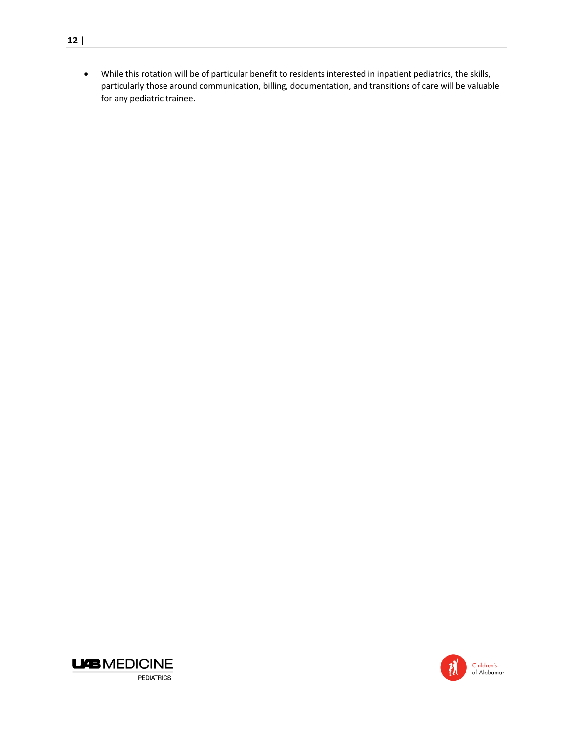- While this rotation will be of particular benefit to residents interested in inpatient pediatrics, the skills, particularly those around communication, billing, documentation, and transitions of care will be valuable for any pediatric trainee.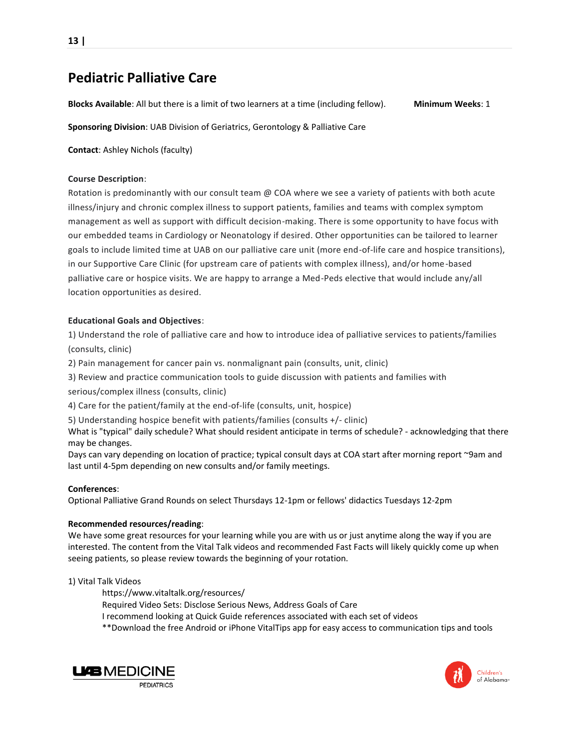## Pediatric Palliative Care

**Blocks Available**: All but there is a limit of two learners at a time (including fellow). **Minimum Weeks**: 1

**Sponsoring Division**: UAB Division of Geriatrics, Gerontology & Palliative Care

**Contact**: Ashley Nichols (faculty)

**Course Description**:

Rotation is predominantly with our consult team @ COA where we see a variety of patients with both acute illness/injury and chronic complex illness to support patients, families and teams with complex symptom management as well as support with difficult decision-making. There is some opportunity to have focus with our embedded teams in Cardiology or Neonatology if desired. Other opportunities can be tailored to learner goals to include limited time at UAB on our palliative care unit (more end-of-life care and hospice transitions), in our Supportive Care Clinic (for upstream care of patients with complex illness), and/or home-based palliative care or hospice visits. We are happy to arrange a Med-Peds elective that would include any/all location opportunities as desired.

**Educational Goals and Objectives**:

1) Understand the role of palliative care and how to introduce idea of palliative services to patients/families (consults, clinic)
2) Pain management for cancer pain vs. nonmalignant pain (consults, unit, clinic)
3) Review and practice communication tools to guide discussion with patients and families with serious/complex illness (consults, clinic)
4) Care for the patient/family at the end-of-life (consults, unit, hospice)
5) Understanding hospice benefit with patients/families (consults +/- clinic)

What is "typical" daily schedule? What should resident anticipate in terms of schedule? - acknowledging that there may be changes.

Days can vary depending on location of practice; typical consult days at COA start after morning report ~9am and last until 4-5pm depending on new consults and/or family meetings.

**Conferences**:

Optional Palliative Grand Rounds on select Thursdays 12-1pm or fellows' didactics Tuesdays 12-2pm

**Recommended resources/reading**:

We have some great resources for your learning while you are with us or just anytime along the way if you are interested. The content from the Vital Talk videos and recommended Fast Facts will likely quickly come up when seeing patients, so please review towards the beginning of your rotation.

1) Vital Talk Videos

    https://www.vitaltalk.org/resources/
    Required Video Sets: Disclose Serious News, Address Goals of Care
    I recommend looking at Quick Guide references associated with each set of videos
    **Download the free Android or iPhone VitalTips app for easy access to communication tips and tools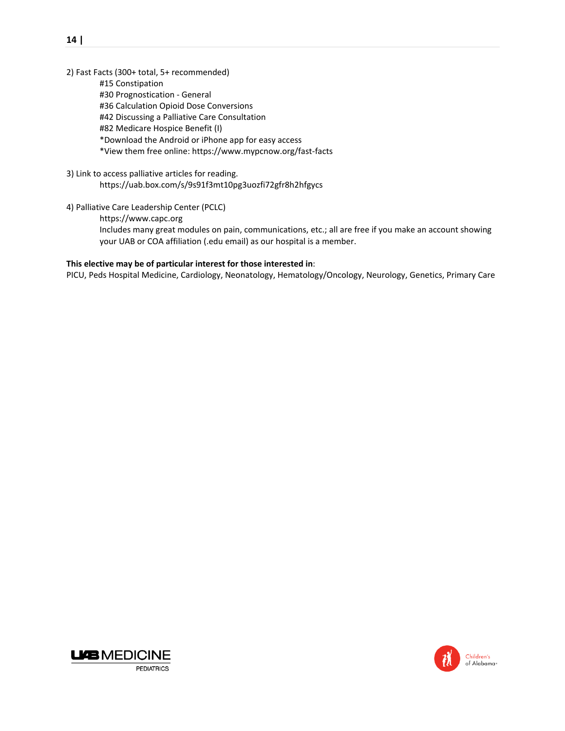2) Fast Facts (300+ total, 5+ recommended)

- #15 Constipation
- #30 Prognostication - General
- #36 Calculation Opioid Dose Conversions
- #42 Discussing a Palliative Care Consultation
- #82 Medicare Hospice Benefit (I)
- *Download the Android or iPhone app for easy access
- *View them free online: https://www.mypcnow.org/fast-facts

3) Link to access palliative articles for reading.

https://uab.box.com/s/9s91f3mt10pg3uozfi72gfr8h2hfgycs

4) Palliative Care Leadership Center (PCLC)

https://www.capc.org

Includes many great modules on pain, communications, etc.; all are free if you make an account showing your UAB or COA affiliation (.edu email) as our hospital is a member.

**This elective may be of particular interest for those interested in**:
PICU, Peds Hospital Medicine, Cardiology, Neonatology, Hematology/Oncology, Neurology, Genetics, Primary Care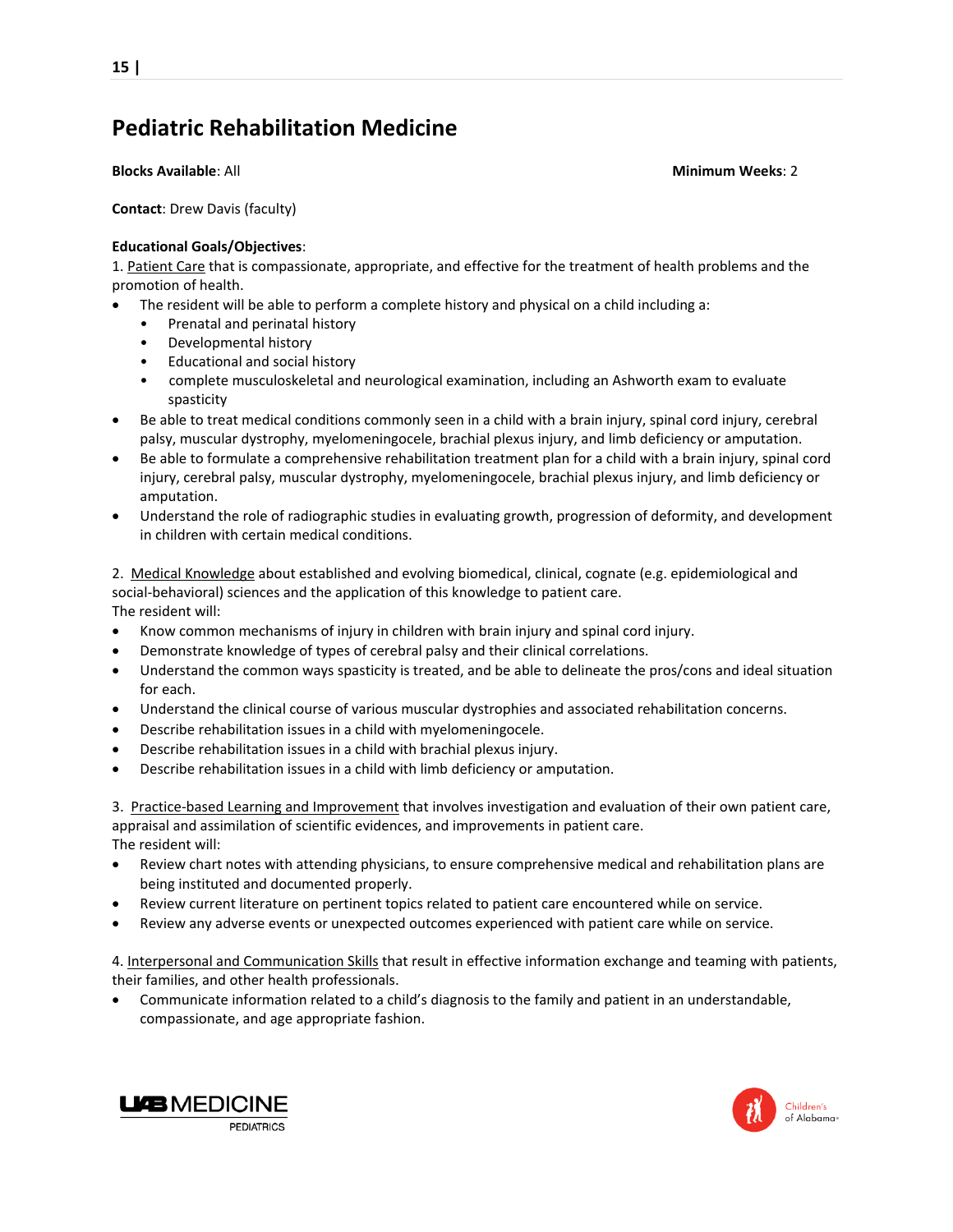# Pediatric Rehabilitation Medicine

**Blocks Available**: All **Minimum Weeks**: 2

**Contact**: Drew Davis (faculty)

**Educational Goals/Objectives**:

1. Patient Care that is compassionate, appropriate, and effective for the treatment of health problems and the promotion of health.

- The resident will be able to perform a complete history and physical on a child including a:
  - Prenatal and perinatal history
  - Developmental history
  - Educational and social history
  - complete musculoskeletal and neurological examination, including an Ashworth exam to evaluate spasticity
- Be able to treat medical conditions commonly seen in a child with a brain injury, spinal cord injury, cerebral palsy, muscular dystrophy, myelomeningocele, brachial plexus injury, and limb deficiency or amputation.
- Be able to formulate a comprehensive rehabilitation treatment plan for a child with a brain injury, spinal cord injury, cerebral palsy, muscular dystrophy, myelomeningocele, brachial plexus injury, and limb deficiency or amputation.
- Understand the role of radiographic studies in evaluating growth, progression of deformity, and development in children with certain medical conditions.

2. Medical Knowledge about established and evolving biomedical, clinical, cognate (e.g. epidemiological and social-behavioral) sciences and the application of this knowledge to patient care.

The resident will:

- Know common mechanisms of injury in children with brain injury and spinal cord injury.
- Demonstrate knowledge of types of cerebral palsy and their clinical correlations.
- Understand the common ways spasticity is treated, and be able to delineate the pros/cons and ideal situation for each.
- Understand the clinical course of various muscular dystrophies and associated rehabilitation concerns.
- Describe rehabilitation issues in a child with myelomeningocele.
- Describe rehabilitation issues in a child with brachial plexus injury.
- Describe rehabilitation issues in a child with limb deficiency or amputation.

3. Practice-based Learning and Improvement that involves investigation and evaluation of their own patient care, appraisal and assimilation of scientific evidences, and improvements in patient care.

The resident will:

- Review chart notes with attending physicians, to ensure comprehensive medical and rehabilitation plans are being instituted and documented properly.
- Review current literature on pertinent topics related to patient care encountered while on service.
- Review any adverse events or unexpected outcomes experienced with patient care while on service.

4. Interpersonal and Communication Skills that result in effective information exchange and teaming with patients, their families, and other health professionals.

- Communicate information related to a child's diagnosis to the family and patient in an understandable, compassionate, and age appropriate fashion.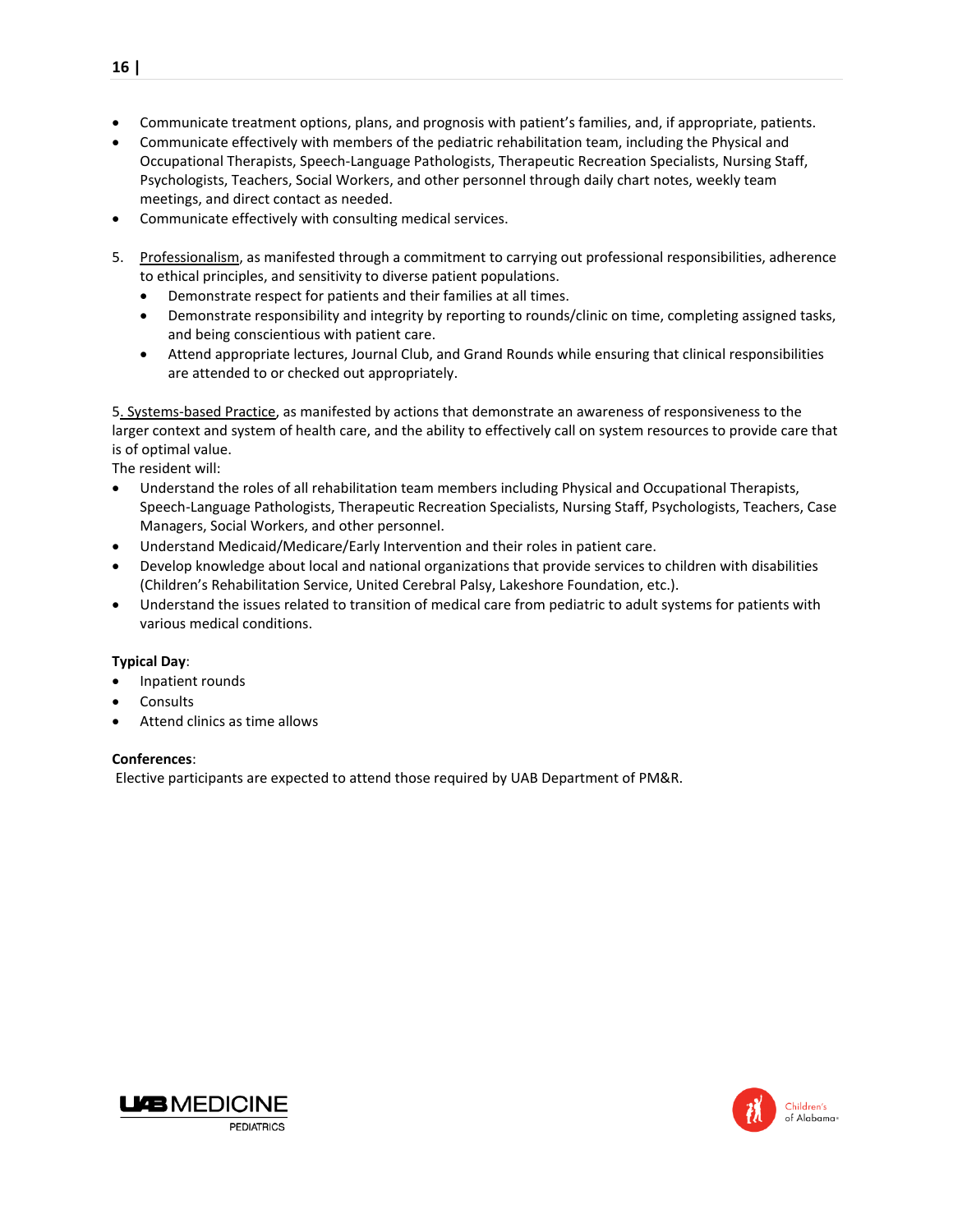- Communicate treatment options, plans, and prognosis with patient's families, and, if appropriate, patients.
- Communicate effectively with members of the pediatric rehabilitation team, including the Physical and Occupational Therapists, Speech-Language Pathologists, Therapeutic Recreation Specialists, Nursing Staff, Psychologists, Teachers, Social Workers, and other personnel through daily chart notes, weekly team meetings, and direct contact as needed.
- Communicate effectively with consulting medical services.

5. Professionalism, as manifested through a commitment to carrying out professional responsibilities, adherence to ethical principles, and sensitivity to diverse patient populations.
   - Demonstrate respect for patients and their families at all times.
   - Demonstrate responsibility and integrity by reporting to rounds/clinic on time, completing assigned tasks, and being conscientious with patient care.
   - Attend appropriate lectures, Journal Club, and Grand Rounds while ensuring that clinical responsibilities are attended to or checked out appropriately.

5. Systems-based Practice, as manifested by actions that demonstrate an awareness of responsiveness to the larger context and system of health care, and the ability to effectively call on system resources to provide care that is of optimal value.

The resident will:

- Understand the roles of all rehabilitation team members including Physical and Occupational Therapists, Speech-Language Pathologists, Therapeutic Recreation Specialists, Nursing Staff, Psychologists, Teachers, Case Managers, Social Workers, and other personnel.
- Understand Medicaid/Medicare/Early Intervention and their roles in patient care.
- Develop knowledge about local and national organizations that provide services to children with disabilities (Children's Rehabilitation Service, United Cerebral Palsy, Lakeshore Foundation, etc.).
- Understand the issues related to transition of medical care from pediatric to adult systems for patients with various medical conditions.

**Typical Day**:

- Inpatient rounds
- Consults
- Attend clinics as time allows

**Conferences**:

Elective participants are expected to attend those required by UAB Department of PM&R.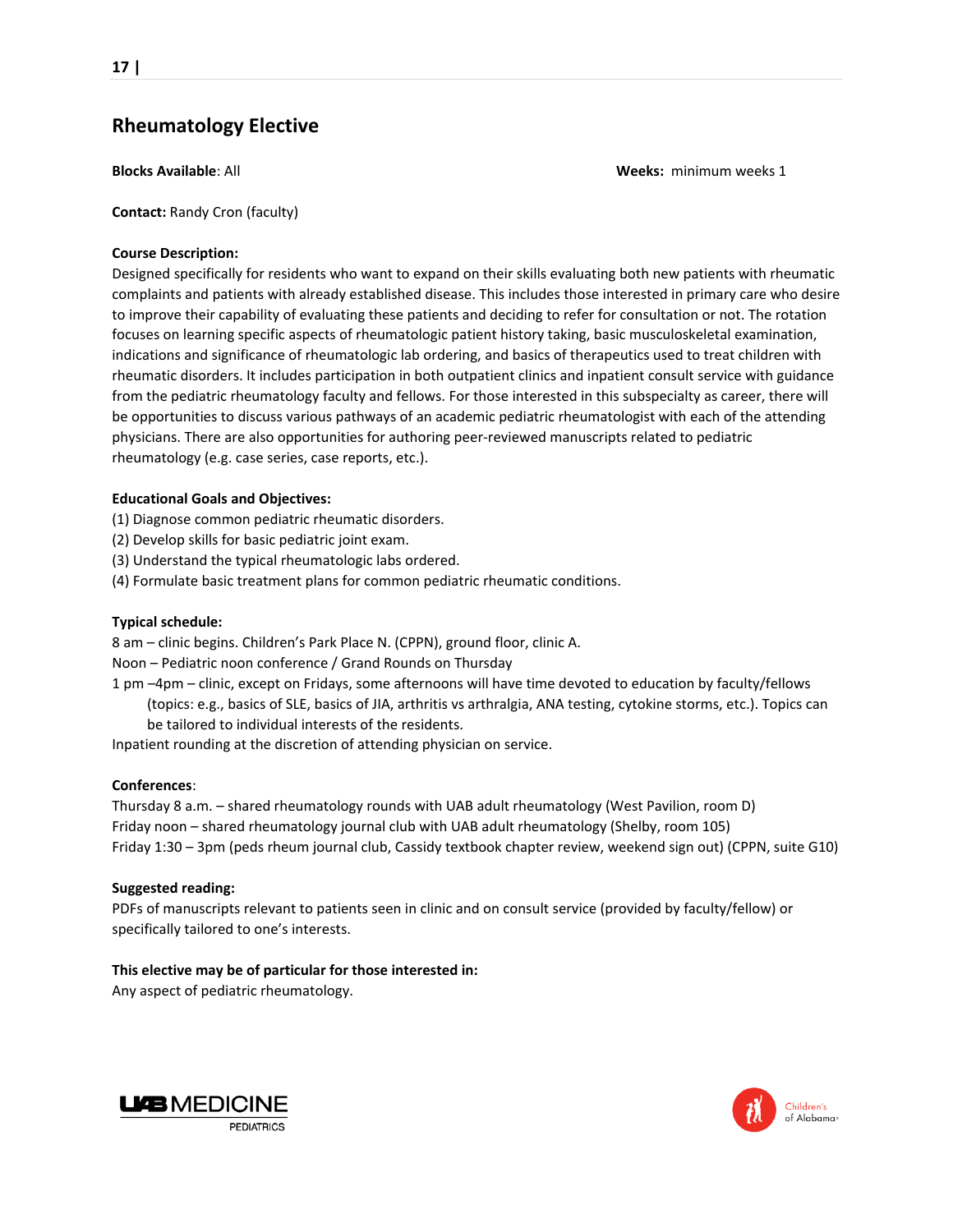## Rheumatology Elective

**Blocks Available**: All **Weeks:** minimum weeks 1

**Contact:** Randy Cron (faculty)

**Course Description:**
Designed specifically for residents who want to expand on their skills evaluating both new patients with rheumatic complaints and patients with already established disease. This includes those interested in primary care who desire to improve their capability of evaluating these patients and deciding to refer for consultation or not. The rotation focuses on learning specific aspects of rheumatologic patient history taking, basic musculoskeletal examination, indications and significance of rheumatologic lab ordering, and basics of therapeutics used to treat children with rheumatic disorders. It includes participation in both outpatient clinics and inpatient consult service with guidance from the pediatric rheumatology faculty and fellows. For those interested in this subspecialty as career, there will be opportunities to discuss various pathways of an academic pediatric rheumatologist with each of the attending physicians. There are also opportunities for authoring peer-reviewed manuscripts related to pediatric rheumatology (e.g. case series, case reports, etc.).

**Educational Goals and Objectives:**
(1) Diagnose common pediatric rheumatic disorders.
(2) Develop skills for basic pediatric joint exam.
(3) Understand the typical rheumatologic labs ordered.
(4) Formulate basic treatment plans for common pediatric rheumatic conditions.

**Typical schedule:**
8 am – clinic begins. Children's Park Place N. (CPPN), ground floor, clinic A.
Noon – Pediatric noon conference / Grand Rounds on Thursday
1 pm –4pm – clinic, except on Fridays, some afternoons will have time devoted to education by faculty/fellows (topics: e.g., basics of SLE, basics of JIA, arthritis vs arthralgia, ANA testing, cytokine storms, etc.). Topics can be tailored to individual interests of the residents.
Inpatient rounding at the discretion of attending physician on service.

**Conferences**:
Thursday 8 a.m. – shared rheumatology rounds with UAB adult rheumatology (West Pavilion, room D)
Friday noon – shared rheumatology journal club with UAB adult rheumatology (Shelby, room 105)
Friday 1:30 – 3pm (peds rheum journal club, Cassidy textbook chapter review, weekend sign out) (CPPN, suite G10)

**Suggested reading:**
PDFs of manuscripts relevant to patients seen in clinic and on consult service (provided by faculty/fellow) or specifically tailored to one's interests.

**This elective may be of particular for those interested in:**
Any aspect of pediatric rheumatology.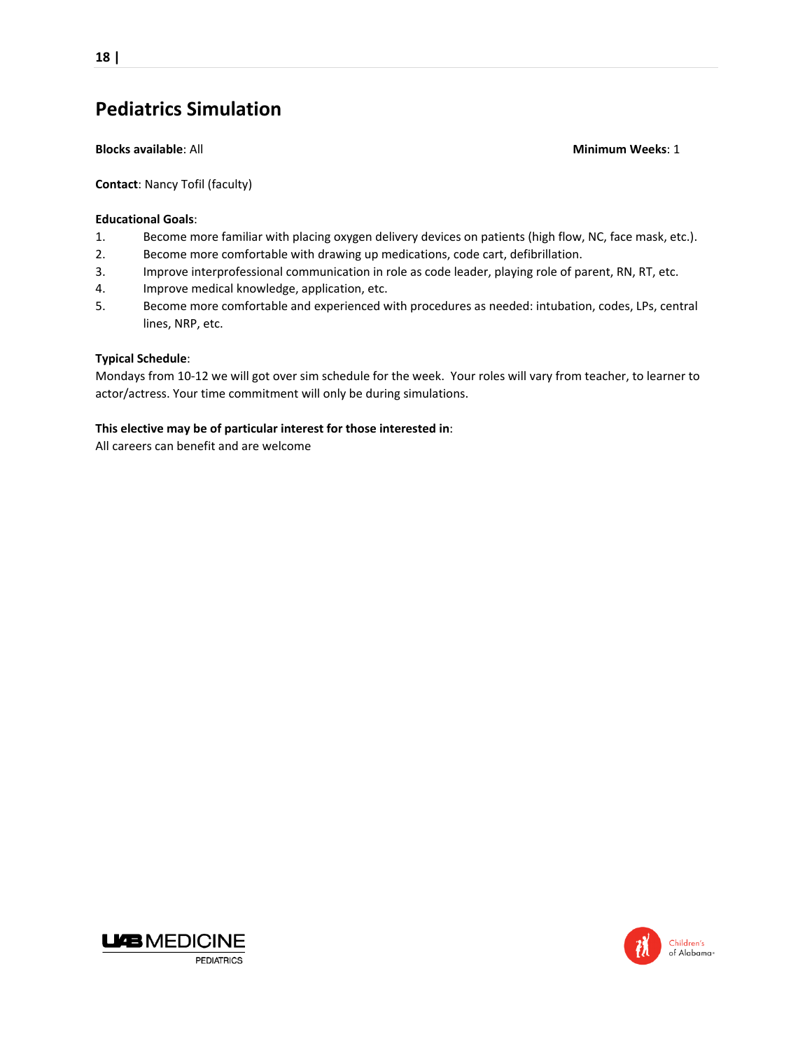# Pediatrics Simulation

**Blocks available**: All **Minimum Weeks**: 1

**Contact**: Nancy Tofil (faculty)

**Educational Goals**:

1. Become more familiar with placing oxygen delivery devices on patients (high flow, NC, face mask, etc.).
2. Become more comfortable with drawing up medications, code cart, defibrillation.
3. Improve interprofessional communication in role as code leader, playing role of parent, RN, RT, etc.
4. Improve medical knowledge, application, etc.
5. Become more comfortable and experienced with procedures as needed: intubation, codes, LPs, central lines, NRP, etc.

**Typical Schedule**:
Mondays from 10-12 we will got over sim schedule for the week. Your roles will vary from teacher, to learner to actor/actress. Your time commitment will only be during simulations.

**This elective may be of particular interest for those interested in**:
All careers can benefit and are welcome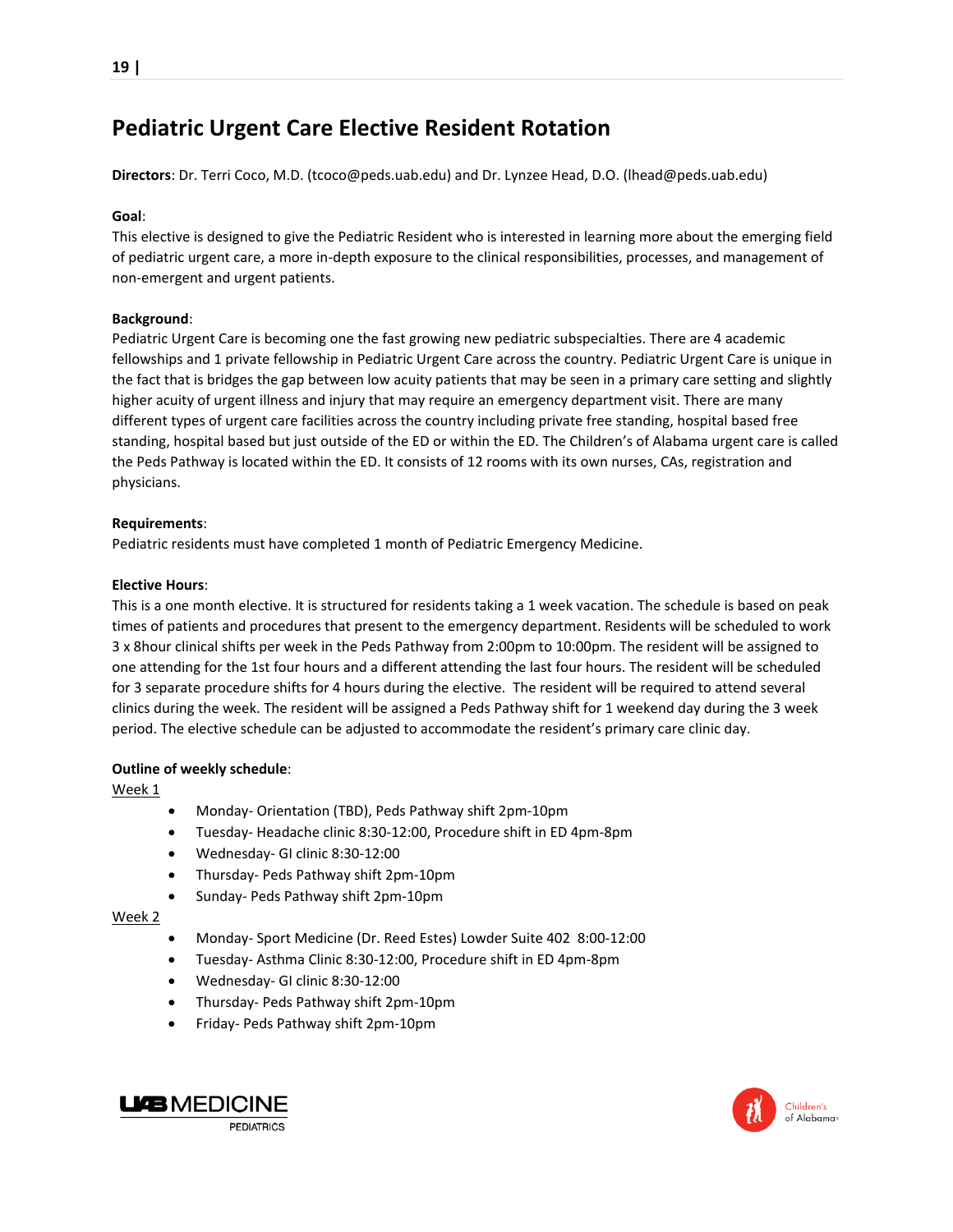# Pediatric Urgent Care Elective Resident Rotation

**Directors**: Dr. Terri Coco, M.D. (tcoco@peds.uab.edu) and Dr. Lynzee Head, D.O. (lhead@peds.uab.edu)

**Goal**:
This elective is designed to give the Pediatric Resident who is interested in learning more about the emerging field of pediatric urgent care, a more in-depth exposure to the clinical responsibilities, processes, and management of non-emergent and urgent patients.

**Background**:
Pediatric Urgent Care is becoming one the fast growing new pediatric subspecialties. There are 4 academic fellowships and 1 private fellowship in Pediatric Urgent Care across the country. Pediatric Urgent Care is unique in the fact that is bridges the gap between low acuity patients that may be seen in a primary care setting and slightly higher acuity of urgent illness and injury that may require an emergency department visit. There are many different types of urgent care facilities across the country including private free standing, hospital based free standing, hospital based but just outside of the ED or within the ED. The Children's of Alabama urgent care is called the Peds Pathway is located within the ED. It consists of 12 rooms with its own nurses, CAs, registration and physicians.

**Requirements**:
Pediatric residents must have completed 1 month of Pediatric Emergency Medicine.

**Elective Hours**:
This is a one month elective. It is structured for residents taking a 1 week vacation. The schedule is based on peak times of patients and procedures that present to the emergency department. Residents will be scheduled to work 3 x 8hour clinical shifts per week in the Peds Pathway from 2:00pm to 10:00pm. The resident will be assigned to one attending for the 1st four hours and a different attending the last four hours. The resident will be scheduled for 3 separate procedure shifts for 4 hours during the elective. The resident will be required to attend several clinics during the week. The resident will be assigned a Peds Pathway shift for 1 weekend day during the 3 week period. The elective schedule can be adjusted to accommodate the resident's primary care clinic day.

**Outline of weekly schedule**:

Week 1

- Monday- Orientation (TBD), Peds Pathway shift 2pm-10pm
- Tuesday- Headache clinic 8:30-12:00, Procedure shift in ED 4pm-8pm
- Wednesday- GI clinic 8:30-12:00
- Thursday- Peds Pathway shift 2pm-10pm
- Sunday- Peds Pathway shift 2pm-10pm

Week 2

- Monday- Sport Medicine (Dr. Reed Estes) Lowder Suite 402 8:00-12:00
- Tuesday- Asthma Clinic 8:30-12:00, Procedure shift in ED 4pm-8pm
- Wednesday- GI clinic 8:30-12:00
- Thursday- Peds Pathway shift 2pm-10pm
- Friday- Peds Pathway shift 2pm-10pm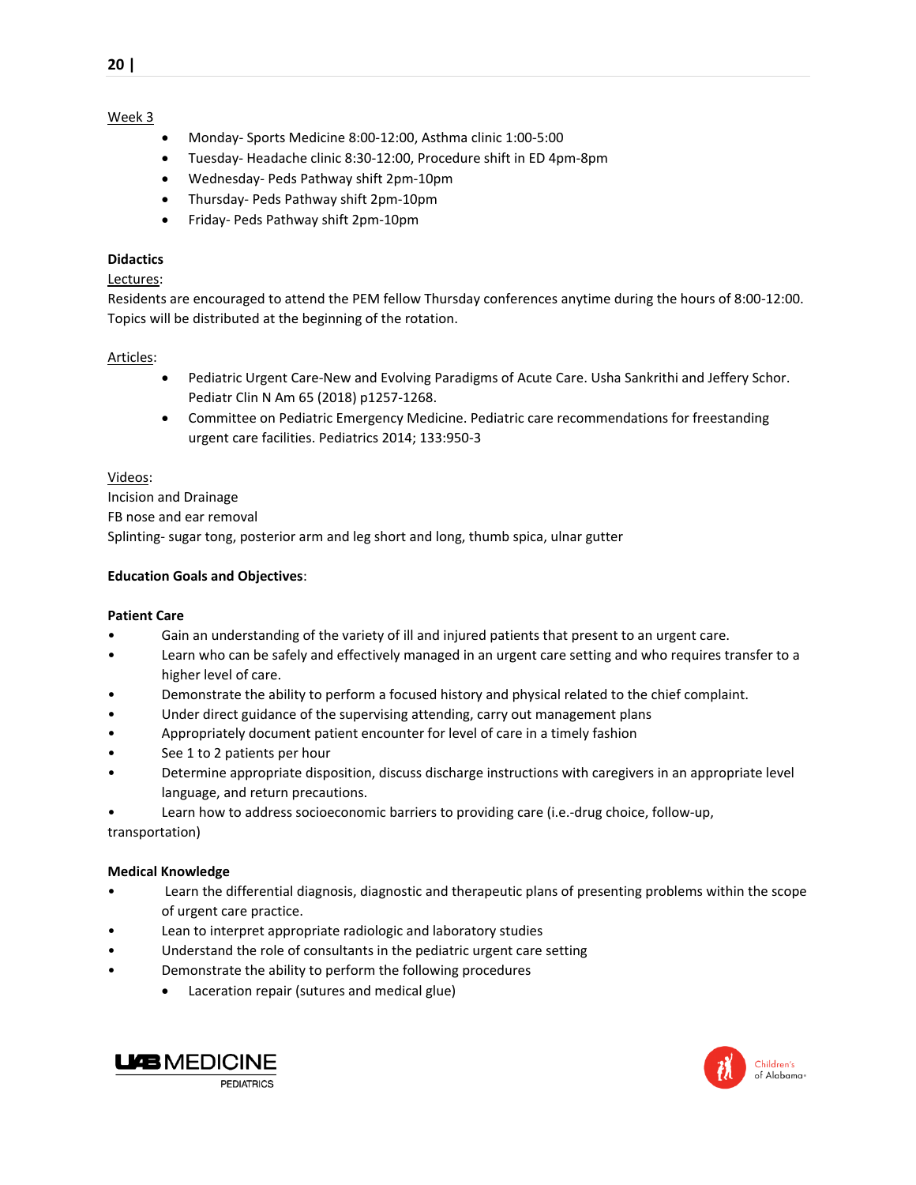Week 3

- Monday- Sports Medicine 8:00-12:00, Asthma clinic 1:00-5:00
- Tuesday- Headache clinic 8:30-12:00, Procedure shift in ED 4pm-8pm
- Wednesday- Peds Pathway shift 2pm-10pm
- Thursday- Peds Pathway shift 2pm-10pm
- Friday- Peds Pathway shift 2pm-10pm

**Didactics**

Lectures:

Residents are encouraged to attend the PEM fellow Thursday conferences anytime during the hours of 8:00-12:00. Topics will be distributed at the beginning of the rotation.

Articles:

- Pediatric Urgent Care-New and Evolving Paradigms of Acute Care. Usha Sankrithi and Jeffery Schor. Pediatr Clin N Am 65 (2018) p1257-1268.
- Committee on Pediatric Emergency Medicine. Pediatric care recommendations for freestanding urgent care facilities. Pediatrics 2014; 133:950-3

Videos:

Incision and Drainage
FB nose and ear removal
Splinting- sugar tong, posterior arm and leg short and long, thumb spica, ulnar gutter

**Education Goals and Objectives**:

**Patient Care**

- Gain an understanding of the variety of ill and injured patients that present to an urgent care.
- Learn who can be safely and effectively managed in an urgent care setting and who requires transfer to a higher level of care.
- Demonstrate the ability to perform a focused history and physical related to the chief complaint.
- Under direct guidance of the supervising attending, carry out management plans
- Appropriately document patient encounter for level of care in a timely fashion
- See 1 to 2 patients per hour
- Determine appropriate disposition, discuss discharge instructions with caregivers in an appropriate level language, and return precautions.
- Learn how to address socioeconomic barriers to providing care (i.e.-drug choice, follow-up, transportation)

**Medical Knowledge**

- Learn the differential diagnosis, diagnostic and therapeutic plans of presenting problems within the scope of urgent care practice.
- Lean to interpret appropriate radiologic and laboratory studies
- Understand the role of consultants in the pediatric urgent care setting
- Demonstrate the ability to perform the following procedures
  - Laceration repair (sutures and medical glue)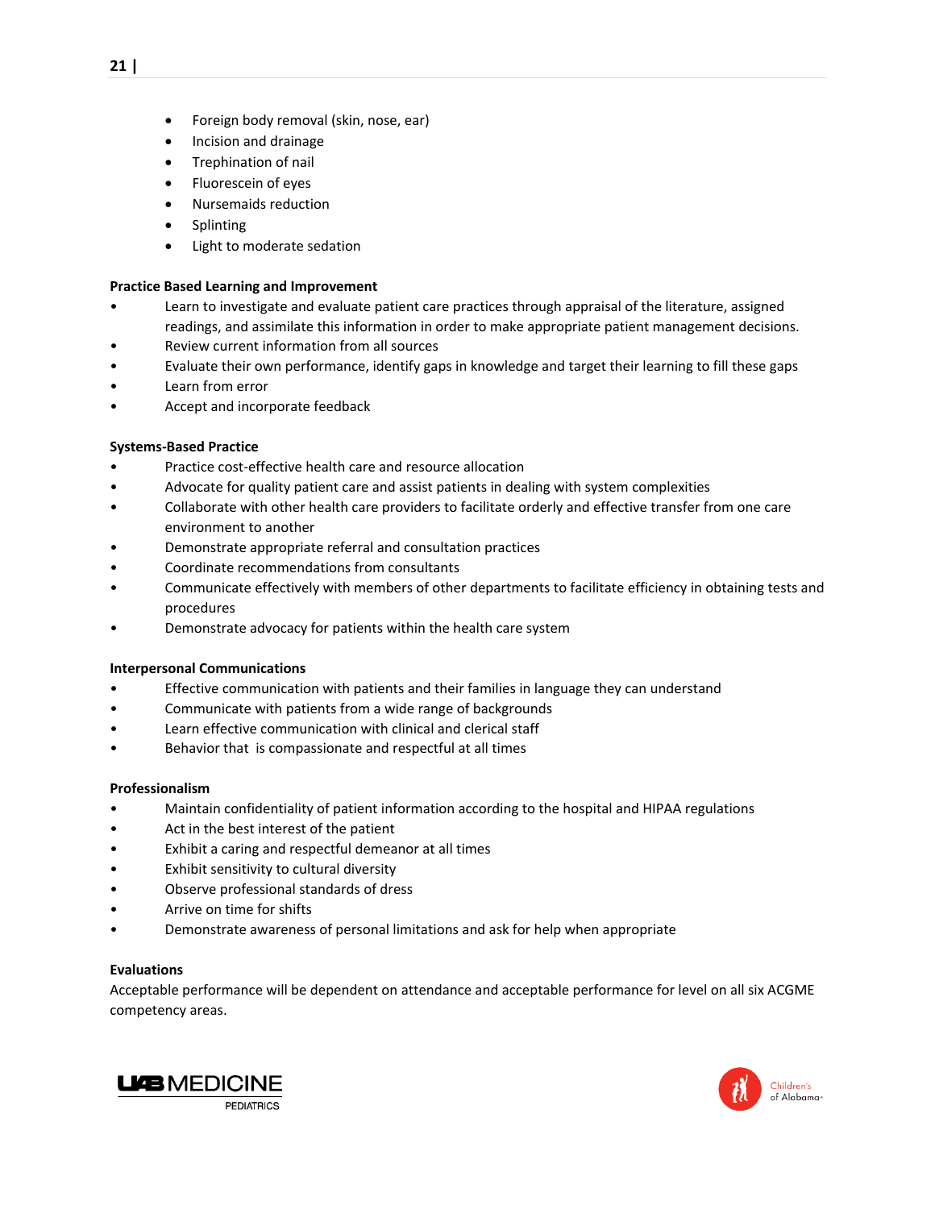- Foreign body removal (skin, nose, ear)
- Incision and drainage
- Trephination of nail
- Fluorescein of eyes
- Nursemaids reduction
- Splinting
- Light to moderate sedation

**Practice Based Learning and Improvement**

- Learn to investigate and evaluate patient care practices through appraisal of the literature, assigned readings, and assimilate this information in order to make appropriate patient management decisions.
- Review current information from all sources
- Evaluate their own performance, identify gaps in knowledge and target their learning to fill these gaps
- Learn from error
- Accept and incorporate feedback

**Systems-Based Practice**

- Practice cost-effective health care and resource allocation
- Advocate for quality patient care and assist patients in dealing with system complexities
- Collaborate with other health care providers to facilitate orderly and effective transfer from one care environment to another
- Demonstrate appropriate referral and consultation practices
- Coordinate recommendations from consultants
- Communicate effectively with members of other departments to facilitate efficiency in obtaining tests and procedures
- Demonstrate advocacy for patients within the health care system

**Interpersonal Communications**

- Effective communication with patients and their families in language they can understand
- Communicate with patients from a wide range of backgrounds
- Learn effective communication with clinical and clerical staff
- Behavior that is compassionate and respectful at all times

**Professionalism**

- Maintain confidentiality of patient information according to the hospital and HIPAA regulations
- Act in the best interest of the patient
- Exhibit a caring and respectful demeanor at all times
- Exhibit sensitivity to cultural diversity
- Observe professional standards of dress
- Arrive on time for shifts
- Demonstrate awareness of personal limitations and ask for help when appropriate

**Evaluations**

Acceptable performance will be dependent on attendance and acceptable performance for level on all six ACGME competency areas.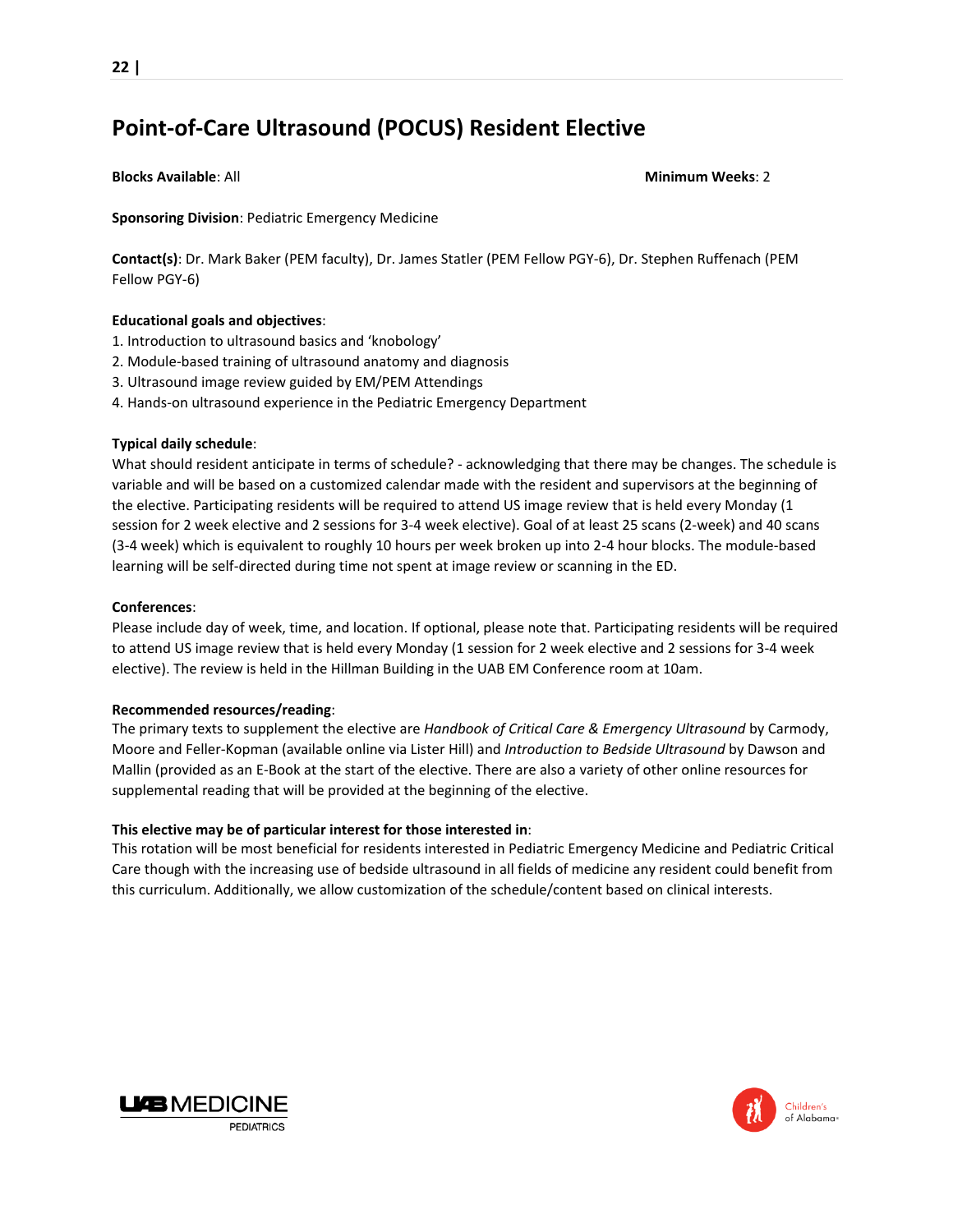# Point-of-Care Ultrasound (POCUS) Resident Elective

**Blocks Available**: All **Minimum Weeks**: 2

**Sponsoring Division**: Pediatric Emergency Medicine

**Contact(s)**: Dr. Mark Baker (PEM faculty), Dr. James Statler (PEM Fellow PGY-6), Dr. Stephen Ruffenach (PEM Fellow PGY-6)

**Educational goals and objectives**:

1. Introduction to ultrasound basics and 'knobology'
2. Module-based training of ultrasound anatomy and diagnosis
3. Ultrasound image review guided by EM/PEM Attendings
4. Hands-on ultrasound experience in the Pediatric Emergency Department

**Typical daily schedule**:

What should resident anticipate in terms of schedule? - acknowledging that there may be changes. The schedule is variable and will be based on a customized calendar made with the resident and supervisors at the beginning of the elective. Participating residents will be required to attend US image review that is held every Monday (1 session for 2 week elective and 2 sessions for 3-4 week elective). Goal of at least 25 scans (2-week) and 40 scans (3-4 week) which is equivalent to roughly 10 hours per week broken up into 2-4 hour blocks. The module-based learning will be self-directed during time not spent at image review or scanning in the ED.

**Conferences**:

Please include day of week, time, and location. If optional, please note that. Participating residents will be required to attend US image review that is held every Monday (1 session for 2 week elective and 2 sessions for 3-4 week elective). The review is held in the Hillman Building in the UAB EM Conference room at 10am.

**Recommended resources/reading**:

The primary texts to supplement the elective are *Handbook of Critical Care & Emergency Ultrasound* by Carmody, Moore and Feller-Kopman (available online via Lister Hill) and *Introduction to Bedside Ultrasound* by Dawson and Mallin (provided as an E-Book at the start of the elective. There are also a variety of other online resources for supplemental reading that will be provided at the beginning of the elective.

**This elective may be of particular interest for those interested in**:

This rotation will be most beneficial for residents interested in Pediatric Emergency Medicine and Pediatric Critical Care though with the increasing use of bedside ultrasound in all fields of medicine any resident could benefit from this curriculum. Additionally, we allow customization of the schedule/content based on clinical interests.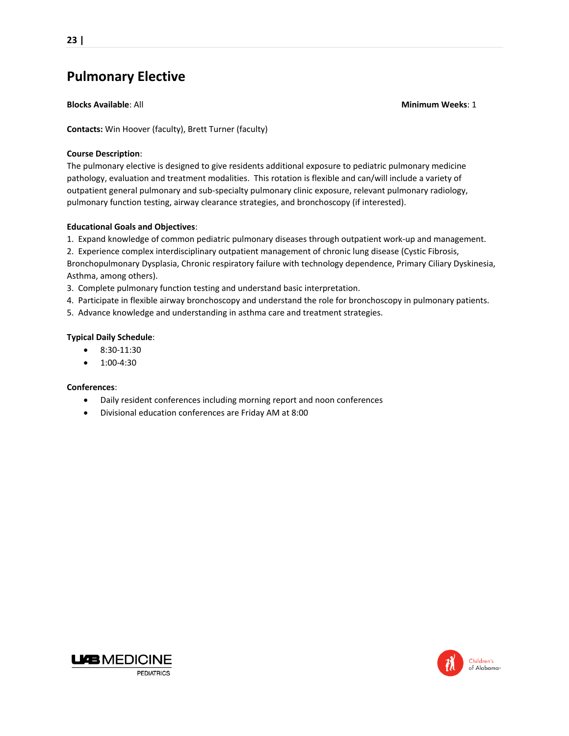# Pulmonary Elective

**Blocks Available**: All

**Minimum Weeks**: 1

**Contacts:** Win Hoover (faculty), Brett Turner (faculty)

**Course Description**:
The pulmonary elective is designed to give residents additional exposure to pediatric pulmonary medicine pathology, evaluation and treatment modalities. This rotation is flexible and can/will include a variety of outpatient general pulmonary and sub-specialty pulmonary clinic exposure, relevant pulmonary radiology, pulmonary function testing, airway clearance strategies, and bronchoscopy (if interested).

**Educational Goals and Objectives**:

1. Expand knowledge of common pediatric pulmonary diseases through outpatient work-up and management.
2. Experience complex interdisciplinary outpatient management of chronic lung disease (Cystic Fibrosis, Bronchopulmonary Dysplasia, Chronic respiratory failure with technology dependence, Primary Ciliary Dyskinesia, Asthma, among others).
3. Complete pulmonary function testing and understand basic interpretation.
4. Participate in flexible airway bronchoscopy and understand the role for bronchoscopy in pulmonary patients.
5. Advance knowledge and understanding in asthma care and treatment strategies.

**Typical Daily Schedule**:

- 8:30-11:30
- 1:00-4:30

**Conferences**:

- Daily resident conferences including morning report and noon conferences
- Divisional education conferences are Friday AM at 8:00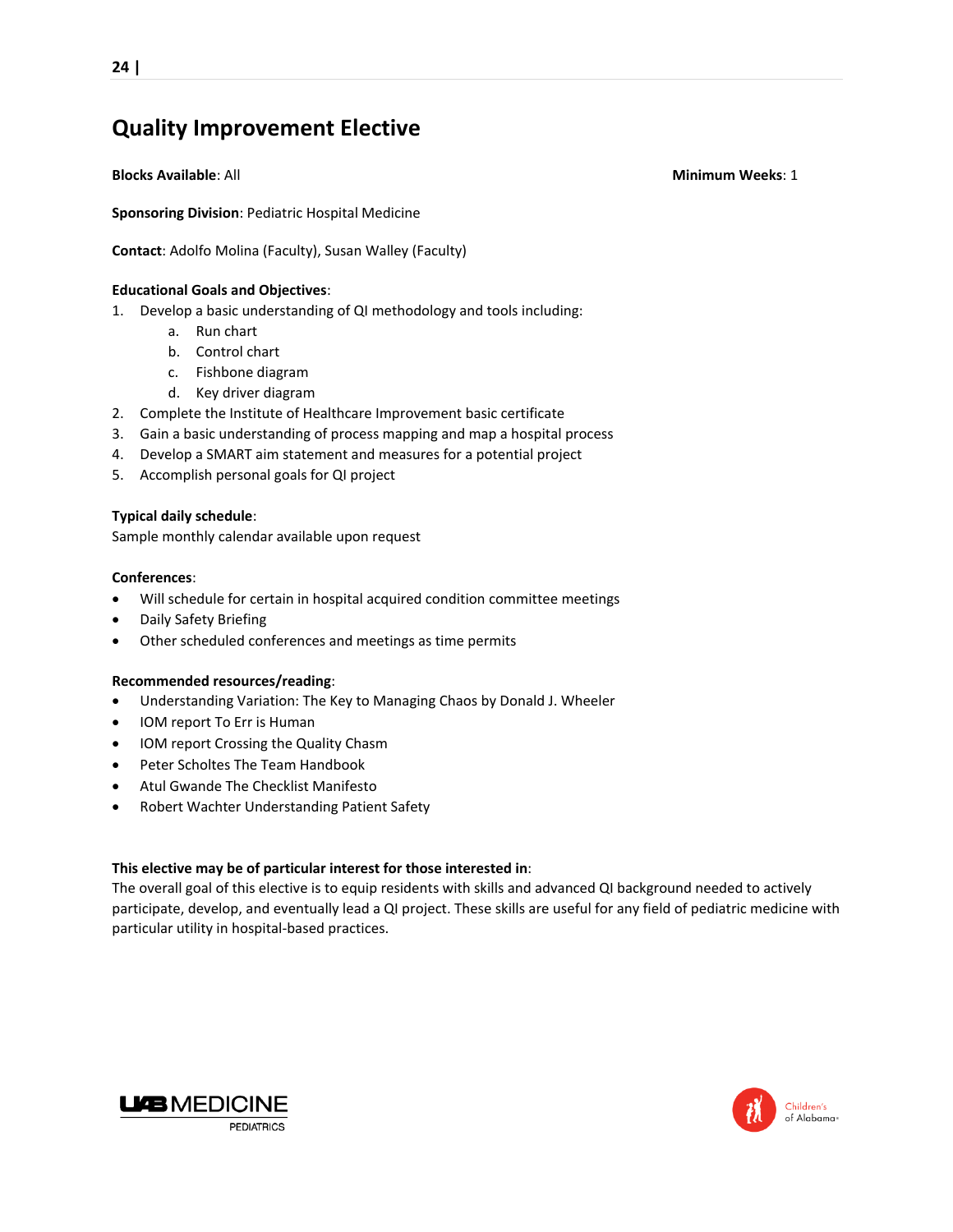# Quality Improvement Elective

**Blocks Available**: All **Minimum Weeks**: 1

**Sponsoring Division**: Pediatric Hospital Medicine

**Contact**: Adolfo Molina (Faculty), Susan Walley (Faculty)

**Educational Goals and Objectives**:

1. Develop a basic understanding of QI methodology and tools including:
   a. Run chart
   b. Control chart
   c. Fishbone diagram
   d. Key driver diagram
2. Complete the Institute of Healthcare Improvement basic certificate
3. Gain a basic understanding of process mapping and map a hospital process
4. Develop a SMART aim statement and measures for a potential project
5. Accomplish personal goals for QI project

**Typical daily schedule**:
Sample monthly calendar available upon request

**Conferences**:

- Will schedule for certain in hospital acquired condition committee meetings
- Daily Safety Briefing
- Other scheduled conferences and meetings as time permits

**Recommended resources/reading**:

- Understanding Variation: The Key to Managing Chaos by Donald J. Wheeler
- IOM report To Err is Human
- IOM report Crossing the Quality Chasm
- Peter Scholtes The Team Handbook
- Atul Gwande The Checklist Manifesto
- Robert Wachter Understanding Patient Safety

**This elective may be of particular interest for those interested in**:
The overall goal of this elective is to equip residents with skills and advanced QI background needed to actively participate, develop, and eventually lead a QI project. These skills are useful for any field of pediatric medicine with particular utility in hospital-based practices.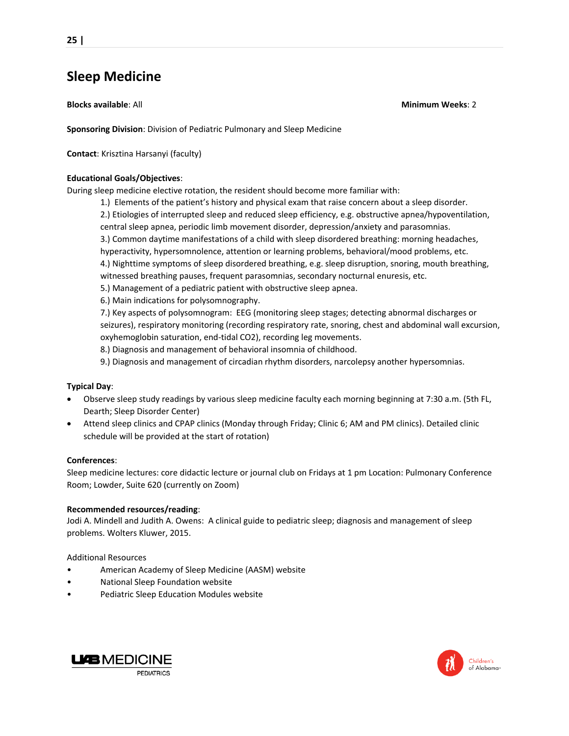# Sleep Medicine

**Blocks available**: All **Minimum Weeks**: 2

**Sponsoring Division**: Division of Pediatric Pulmonary and Sleep Medicine

**Contact**: Krisztina Harsanyi (faculty)

**Educational Goals/Objectives**:

During sleep medicine elective rotation, the resident should become more familiar with:

1.) Elements of the patient's history and physical exam that raise concern about a sleep disorder.
2.) Etiologies of interrupted sleep and reduced sleep efficiency, e.g. obstructive apnea/hypoventilation, central sleep apnea, periodic limb movement disorder, depression/anxiety and parasomnias.
3.) Common daytime manifestations of a child with sleep disordered breathing: morning headaches, hyperactivity, hypersomnolence, attention or learning problems, behavioral/mood problems, etc.
4.) Nighttime symptoms of sleep disordered breathing, e.g. sleep disruption, snoring, mouth breathing, witnessed breathing pauses, frequent parasomnias, secondary nocturnal enuresis, etc.
5.) Management of a pediatric patient with obstructive sleep apnea.
6.) Main indications for polysomnography.
7.) Key aspects of polysomnogram: EEG (monitoring sleep stages; detecting abnormal discharges or seizures), respiratory monitoring (recording respiratory rate, snoring, chest and abdominal wall excursion, oxyhemoglobin saturation, end-tidal $CO_2$), recording leg movements.
8.) Diagnosis and management of behavioral insomnia of childhood.
9.) Diagnosis and management of circadian rhythm disorders, narcolepsy another hypersomnias.

**Typical Day**:

- Observe sleep study readings by various sleep medicine faculty each morning beginning at 7:30 a.m. (5th FL, Dearth; Sleep Disorder Center)
- Attend sleep clinics and CPAP clinics (Monday through Friday; Clinic 6; AM and PM clinics). Detailed clinic schedule will be provided at the start of rotation)

**Conferences**:

Sleep medicine lectures: core didactic lecture or journal club on Fridays at 1 pm Location: Pulmonary Conference Room; Lowder, Suite 620 (currently on Zoom)

**Recommended resources/reading**:

Jodi A. Mindell and Judith A. Owens: A clinical guide to pediatric sleep; diagnosis and management of sleep problems. Wolters Kluwer, 2015.

Additional Resources

- American Academy of Sleep Medicine (AASM) website
- National Sleep Foundation website
- Pediatric Sleep Education Modules website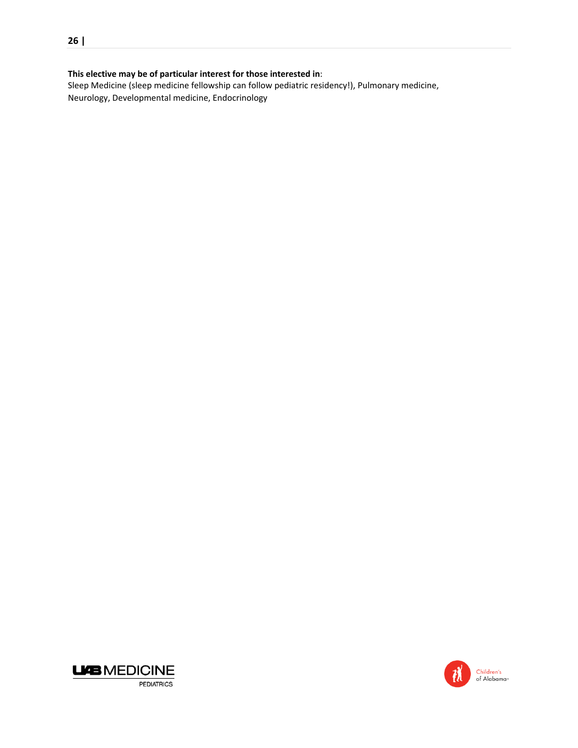**This elective may be of particular interest for those interested in**:
Sleep Medicine (sleep medicine fellowship can follow pediatric residency!), Pulmonary medicine, Neurology, Developmental medicine, Endocrinology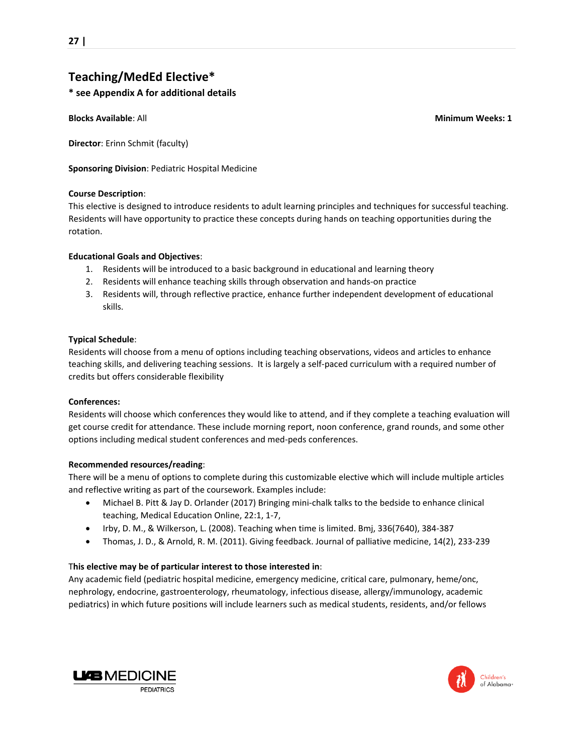## Teaching/MedEd Elective*

**\* see Appendix A for additional details**

**Blocks Available**: All

**Minimum Weeks: 1**

**Director**: Erinn Schmit (faculty)

**Sponsoring Division**: Pediatric Hospital Medicine

**Course Description**:
This elective is designed to introduce residents to adult learning principles and techniques for successful teaching. Residents will have opportunity to practice these concepts during hands on teaching opportunities during the rotation.

**Educational Goals and Objectives**:

1. Residents will be introduced to a basic background in educational and learning theory
2. Residents will enhance teaching skills through observation and hands-on practice
3. Residents will, through reflective practice, enhance further independent development of educational skills.

**Typical Schedule**:
Residents will choose from a menu of options including teaching observations, videos and articles to enhance teaching skills, and delivering teaching sessions. It is largely a self-paced curriculum with a required number of credits but offers considerable flexibility

**Conferences:**
Residents will choose which conferences they would like to attend, and if they complete a teaching evaluation will get course credit for attendance. These include morning report, noon conference, grand rounds, and some other options including medical student conferences and med-peds conferences.

**Recommended resources/reading**:
There will be a menu of options to complete during this customizable elective which will include multiple articles and reflective writing as part of the coursework. Examples include:

- Michael B. Pitt & Jay D. Orlander (2017) Bringing mini-chalk talks to the bedside to enhance clinical teaching, Medical Education Online, 22:1, 1-7,
- Irby, D. M., & Wilkerson, L. (2008). Teaching when time is limited. Bmj, 336(7640), 384-387
- Thomas, J. D., & Arnold, R. M. (2011). Giving feedback. Journal of palliative medicine, 14(2), 233-239

**This elective may be of particular interest to those interested in**:
Any academic field (pediatric hospital medicine, emergency medicine, critical care, pulmonary, heme/onc, nephrology, endocrine, gastroenterology, rheumatology, infectious disease, allergy/immunology, academic pediatrics) in which future positions will include learners such as medical students, residents, and/or fellows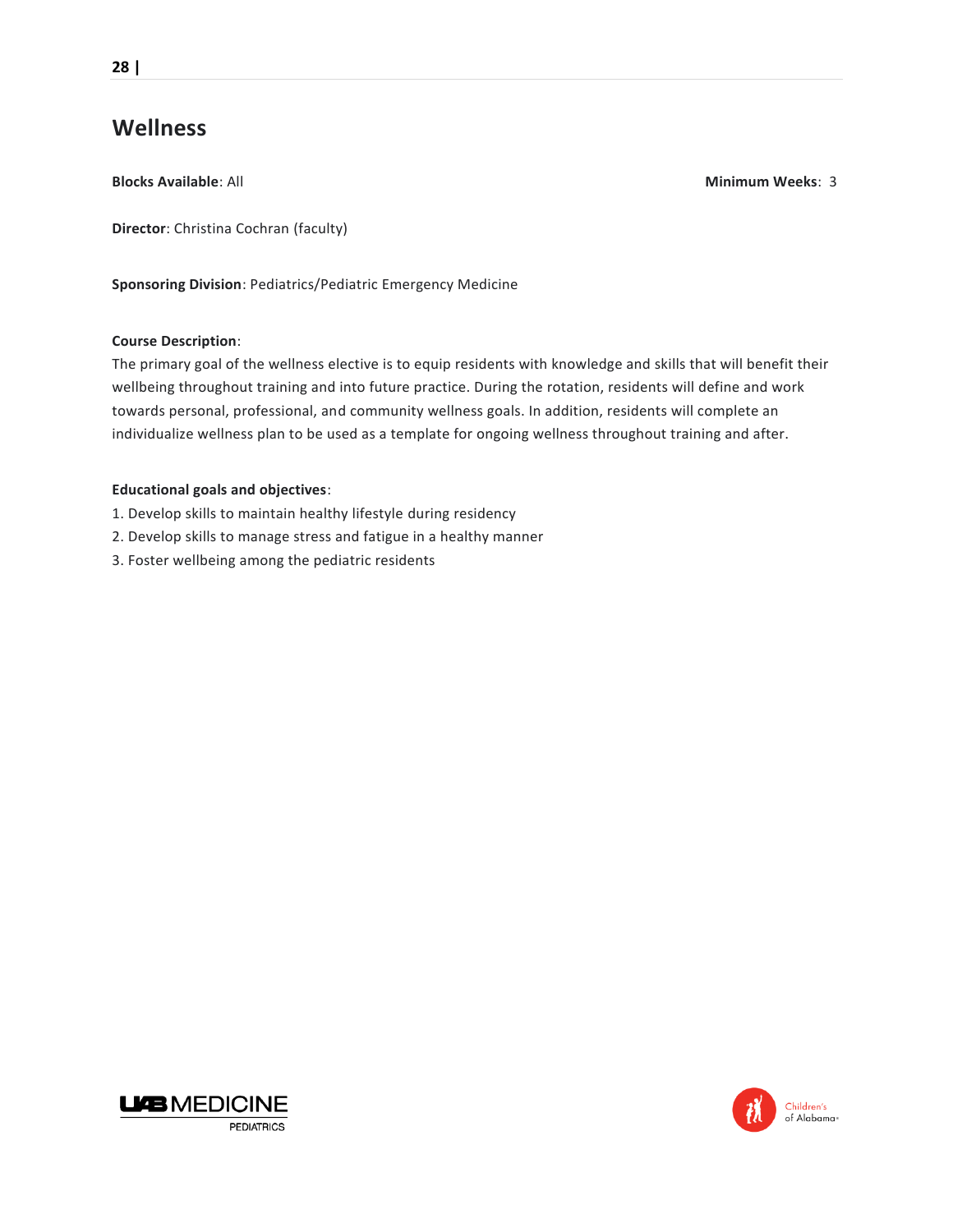# Wellness

**Blocks Available**: All

**Minimum Weeks**: 3

**Director**: Christina Cochran (faculty)

**Sponsoring Division**: Pediatrics/Pediatric Emergency Medicine

**Course Description**:
The primary goal of the wellness elective is to equip residents with knowledge and skills that will benefit their wellbeing throughout training and into future practice. During the rotation, residents will define and work towards personal, professional, and community wellness goals. In addition, residents will complete an individualize wellness plan to be used as a template for ongoing wellness throughout training and after.

**Educational goals and objectives**:

1. Develop skills to maintain healthy lifestyle during residency
2. Develop skills to manage stress and fatigue in a healthy manner
3. Foster wellbeing among the pediatric residents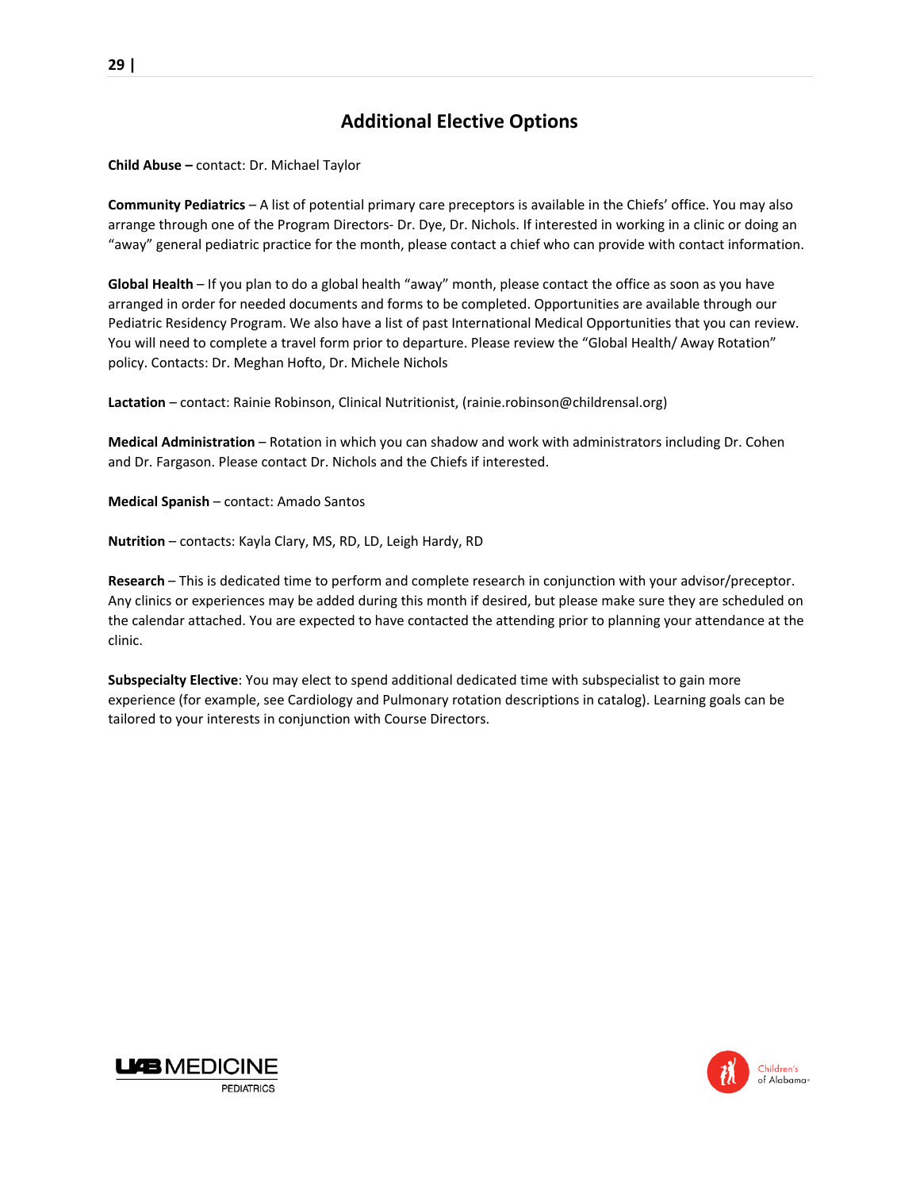## Additional Elective Options

**Child Abuse –** contact: Dr. Michael Taylor

**Community Pediatrics** – A list of potential primary care preceptors is available in the Chiefs' office. You may also arrange through one of the Program Directors- Dr. Dye, Dr. Nichols. If interested in working in a clinic or doing an "away" general pediatric practice for the month, please contact a chief who can provide with contact information.

**Global Health** – If you plan to do a global health "away" month, please contact the office as soon as you have arranged in order for needed documents and forms to be completed. Opportunities are available through our Pediatric Residency Program. We also have a list of past International Medical Opportunities that you can review. You will need to complete a travel form prior to departure. Please review the "Global Health/ Away Rotation" policy. Contacts: Dr. Meghan Hofto, Dr. Michele Nichols

**Lactation** – contact: Rainie Robinson, Clinical Nutritionist, (rainie.robinson@childrensal.org)

**Medical Administration** – Rotation in which you can shadow and work with administrators including Dr. Cohen and Dr. Fargason. Please contact Dr. Nichols and the Chiefs if interested.

**Medical Spanish** – contact: Amado Santos

**Nutrition** – contacts: Kayla Clary, MS, RD, LD, Leigh Hardy, RD

**Research** – This is dedicated time to perform and complete research in conjunction with your advisor/preceptor. Any clinics or experiences may be added during this month if desired, but please make sure they are scheduled on the calendar attached. You are expected to have contacted the attending prior to planning your attendance at the clinic.

**Subspecialty Elective**: You may elect to spend additional dedicated time with subspecialist to gain more experience (for example, see Cardiology and Pulmonary rotation descriptions in catalog). Learning goals can be tailored to your interests in conjunction with Course Directors.